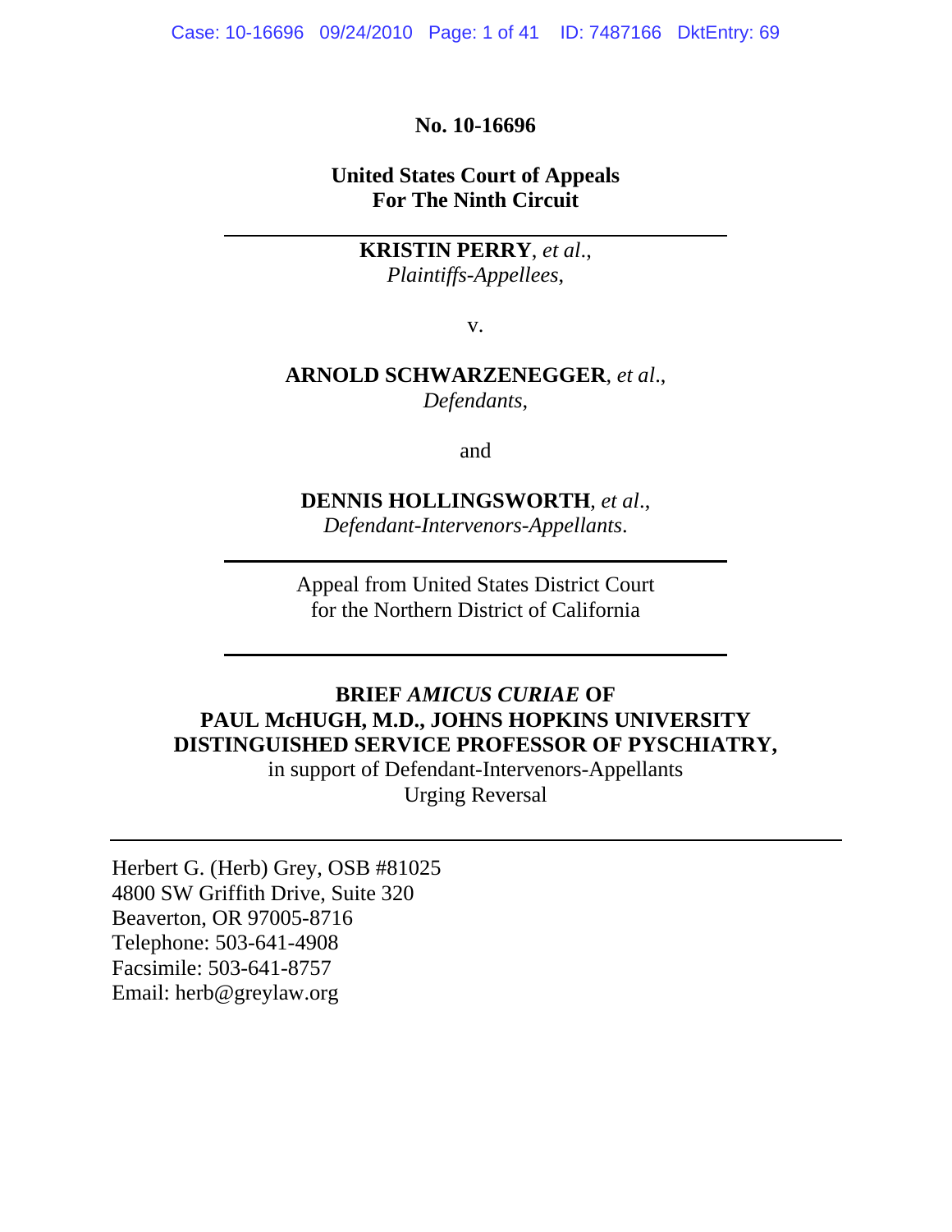**No. 10-16696**

**United States Court of Appeals**
**For The Ninth Circuit**

---

**KRISTIN PERRY**, *et al*.,
*Plaintiffs-Appellees*,

v.

**ARNOLD SCHWARZENEGGER**, *et al*.,
*Defendants*,

and

**DENNIS HOLLINGSWORTH**, *et al*.,
*Defendant-Intervenors-Appellants*.

---

Appeal from United States District Court
for the Northern District of California

---

**BRIEF *AMICUS CURIAE* OF**
**PAUL McHUGH, M.D., JOHNS HOPKINS UNIVERSITY**
**DISTINGUISHED SERVICE PROFESSOR OF PYSCHIATRY,**
in support of Defendant-Intervenors-Appellants
Urging Reversal

---

Herbert G. (Herb) Grey, OSB #81025
4800 SW Griffith Drive, Suite 320
Beaverton, OR 97005-8716
Telephone: 503-641-4908
Facsimile: 503-641-8757
Email: herb@greylaw.org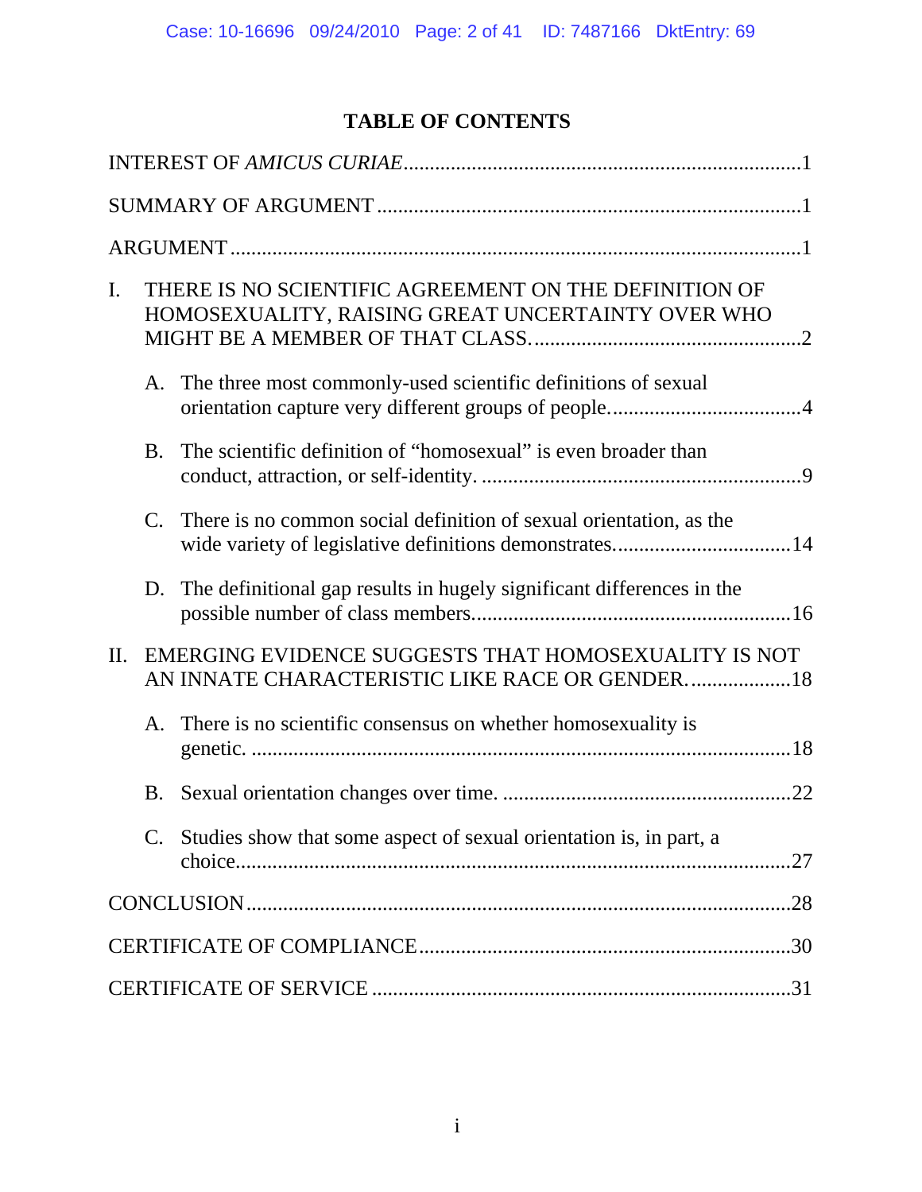# TABLE OF CONTENTS

INTEREST OF *AMICUS CURIAE* .......... 1

SUMMARY OF ARGUMENT .......... 1

ARGUMENT .......... 1

I. THERE IS NO SCIENTIFIC AGREEMENT ON THE DEFINITION OF HOMOSEXUALITY, RAISING GREAT UNCERTAINTY OVER WHO MIGHT BE A MEMBER OF THAT CLASS. .......... 2

A. The three most commonly-used scientific definitions of sexual orientation capture very different groups of people. .......... 4

B. The scientific definition of "homosexual" is even broader than conduct, attraction, or self-identity. .......... 9

C. There is no common social definition of sexual orientation, as the wide variety of legislative definitions demonstrates. .......... 14

D. The definitional gap results in hugely significant differences in the possible number of class members. .......... 16

II. EMERGING EVIDENCE SUGGESTS THAT HOMOSEXUALITY IS NOT AN INNATE CHARACTERISTIC LIKE RACE OR GENDER. .......... 18

A. There is no scientific consensus on whether homosexuality is genetic. .......... 18

B. Sexual orientation changes over time. .......... 22

C. Studies show that some aspect of sexual orientation is, in part, a choice. .......... 27

CONCLUSION .......... 28

CERTIFICATE OF COMPLIANCE .......... 30

CERTIFICATE OF SERVICE .......... 31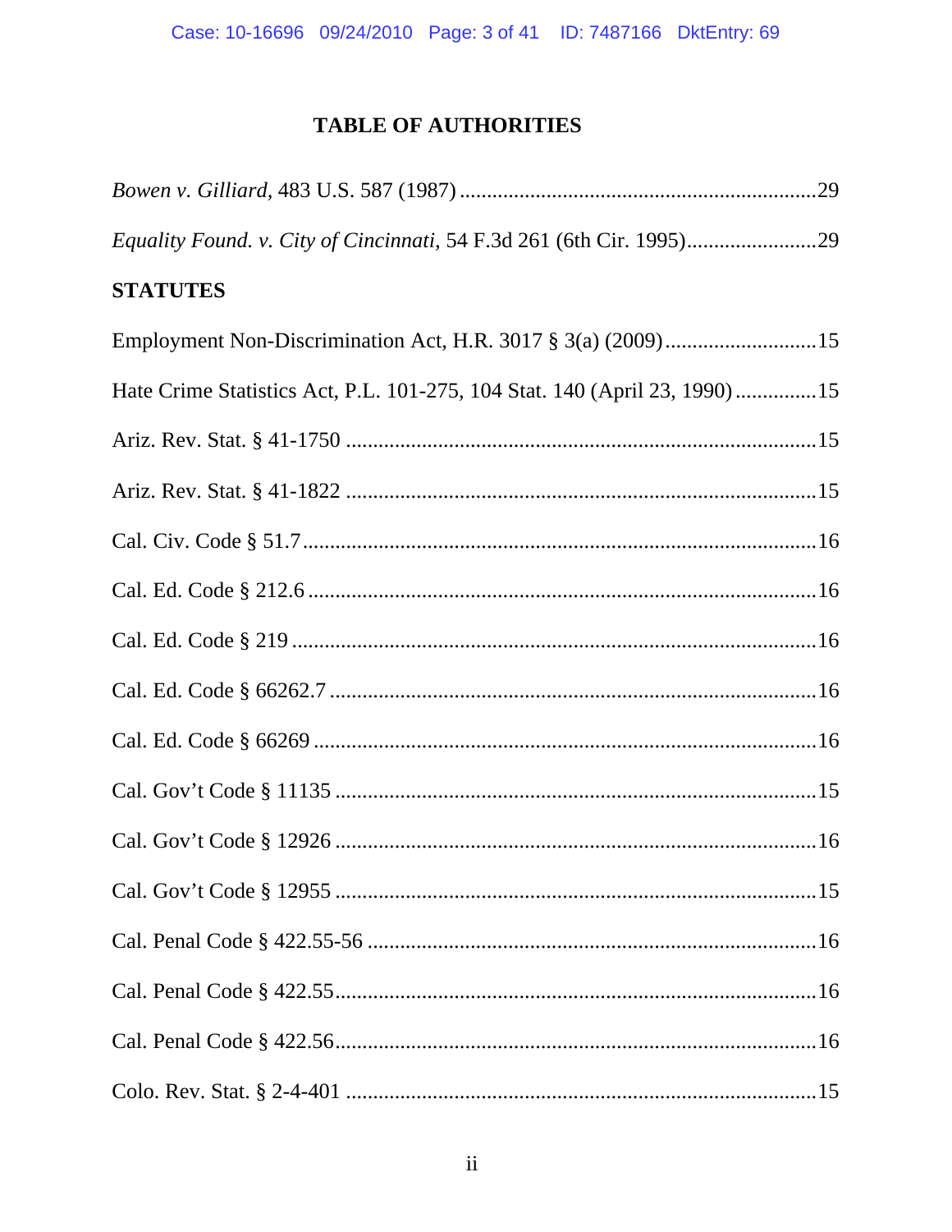# TABLE OF AUTHORITIES

*Bowen v. Gilliard*, 483 U.S. 587 (1987) ................................................................29

*Equality Found. v. City of Cincinnati*, 54 F.3d 261 (6th Cir. 1995).......................29

**STATUTES**

Employment Non-Discrimination Act, H.R. 3017 § 3(a) (2009)...........................15

Hate Crime Statistics Act, P.L. 101-275, 104 Stat. 140 (April 23, 1990) ..............15

Ariz. Rev. Stat. § 41-1750 .....................................................................................15

Ariz. Rev. Stat. § 41-1822 .....................................................................................15

Cal. Civ. Code § 51.7.............................................................................................16

Cal. Ed. Code § 212.6 ............................................................................................16

Cal. Ed. Code § 219 ...............................................................................................16

Cal. Ed. Code § 66262.7 ........................................................................................16

Cal. Ed. Code § 66269 ...........................................................................................16

Cal. Gov't Code § 11135 .......................................................................................15

Cal. Gov't Code § 12926 .......................................................................................16

Cal. Gov't Code § 12955 .......................................................................................15

Cal. Penal Code § 422.55-56 .................................................................................16

Cal. Penal Code § 422.55.......................................................................................16

Cal. Penal Code § 422.56.......................................................................................16

Colo. Rev. Stat. § 2-4-401 .....................................................................................15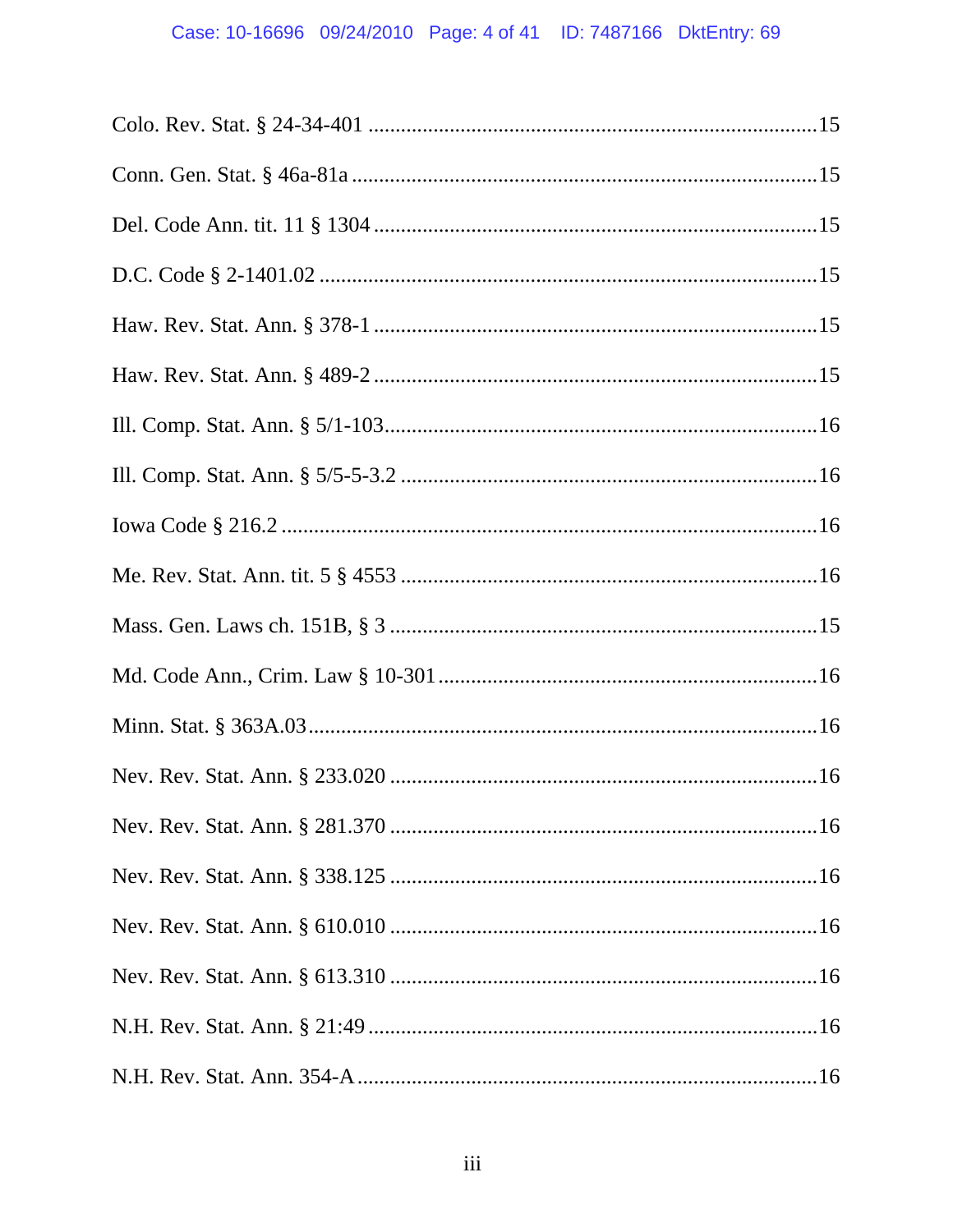Colo. Rev. Stat. § 24-34-401 ....................................................................................15

Conn. Gen. Stat. § 46a-81a .......................................................................................15

Del. Code Ann. tit. 11 § 1304 ....................................................................................15

D.C. Code § 2-1401.02 ...............................................................................................15

Haw. Rev. Stat. Ann. § 378-1 .....................................................................................15

Haw. Rev. Stat. Ann. § 489-2 .....................................................................................15

Ill. Comp. Stat. Ann. § 5/1-103...................................................................................16

Ill. Comp. Stat. Ann. § 5/5-5-3.2 ................................................................................16

Iowa Code § 216.2 ......................................................................................................16

Me. Rev. Stat. Ann. tit. 5 § 4553 ................................................................................16

Mass. Gen. Laws ch. 151B, § 3 ..................................................................................15

Md. Code Ann., Crim. Law § 10-301 .........................................................................16

Minn. Stat. § 363A.03.................................................................................................16

Nev. Rev. Stat. Ann. § 233.020 ..................................................................................16

Nev. Rev. Stat. Ann. § 281.370 ..................................................................................16

Nev. Rev. Stat. Ann. § 338.125 ..................................................................................16

Nev. Rev. Stat. Ann. § 610.010 ..................................................................................16

Nev. Rev. Stat. Ann. § 613.310 ..................................................................................16

N.H. Rev. Stat. Ann. § 21:49 ......................................................................................16

N.H. Rev. Stat. Ann. 354-A .........................................................................................16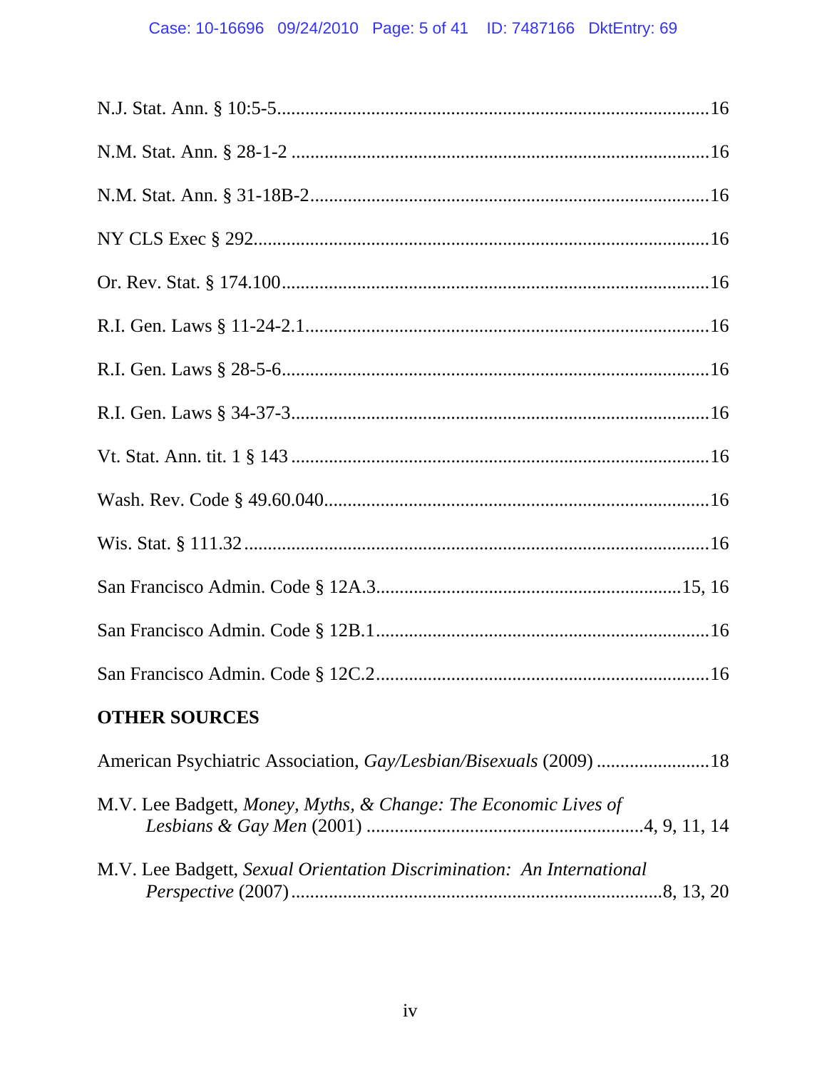N.J. Stat. Ann. § 10:5-5........................................................................................16

N.M. Stat. Ann. § 28-1-2 .......................................................................................16

N.M. Stat. Ann. § 31-18B-2....................................................................................16

NY CLS Exec § 292................................................................................................16

Or. Rev. Stat. § 174.100..........................................................................................16

R.I. Gen. Laws § 11-24-2.1.....................................................................................16

R.I. Gen. Laws § 28-5-6..........................................................................................16

R.I. Gen. Laws § 34-37-3........................................................................................16

Vt. Stat. Ann. tit. 1 § 143 ........................................................................................16

Wash. Rev. Code § 49.60.040.................................................................................16

Wis. Stat. § 111.32 ..................................................................................................16

San Francisco Admin. Code § 12A.3................................................................15, 16

San Francisco Admin. Code § 12B.1......................................................................16

San Francisco Admin. Code § 12C.2......................................................................16

**OTHER SOURCES**

American Psychiatric Association, *Gay/Lesbian/Bisexuals* (2009) ........................18

M.V. Lee Badgett, *Money, Myths, & Change: The Economic Lives of Lesbians & Gay Men* (2001) ..........................................................4, 9, 11, 14

M.V. Lee Badgett, *Sexual Orientation Discrimination: An International Perspective* (2007)..............................................................................8, 13, 20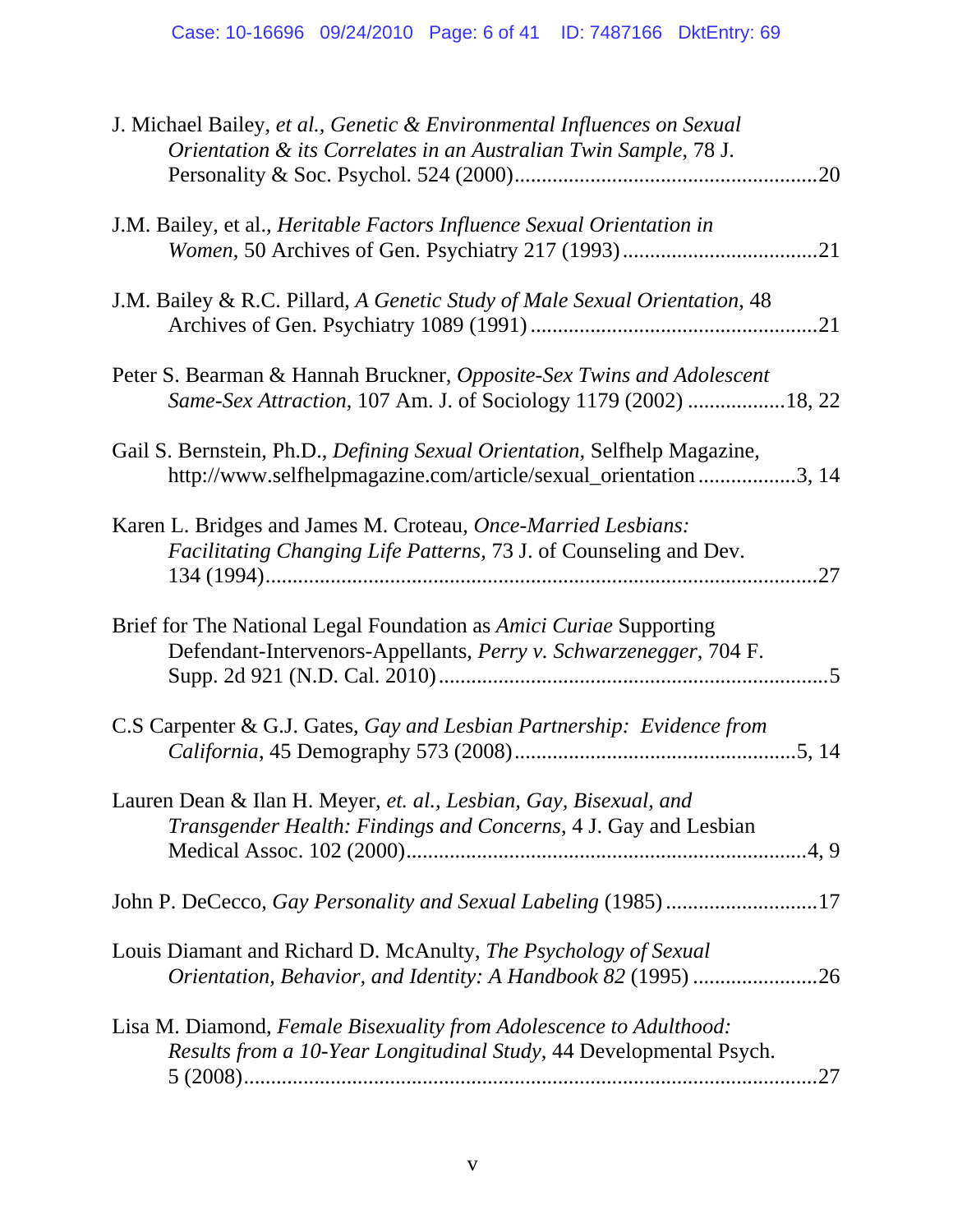J. Michael Bailey, *et al.*, *Genetic & Environmental Influences on Sexual Orientation & its Correlates in an Australian Twin Sample*, 78 J. Personality & Soc. Psychol. 524 (2000).......................................................20

J.M. Bailey, et al., *Heritable Factors Influence Sexual Orientation in Women*, 50 Archives of Gen. Psychiatry 217 (1993)...................................21

J.M. Bailey & R.C. Pillard, *A Genetic Study of Male Sexual Orientation*, 48 Archives of Gen. Psychiatry 1089 (1991)....................................................21

Peter S. Bearman & Hannah Bruckner, *Opposite-Sex Twins and Adolescent Same-Sex Attraction*, 107 Am. J. of Sociology 1179 (2002) .................18, 22

Gail S. Bernstein, Ph.D., *Defining Sexual Orientation,* Selfhelp Magazine, http://www.selfhelpmagazine.com/article/sexual_orientation ..................3, 14

Karen L. Bridges and James M. Croteau, *Once-Married Lesbians: Facilitating Changing Life Patterns*, 73 J. of Counseling and Dev. 134 (1994)....................................................................................................27

Brief for The National Legal Foundation as *Amici Curiae* Supporting Defendant-Intervenors-Appellants, *Perry v. Schwarzenegger*, 704 F. Supp. 2d 921 (N.D. Cal. 2010).......................................................................5

C.S Carpenter & G.J. Gates, *Gay and Lesbian Partnership: Evidence from California*, 45 Demography 573 (2008)...................................................5, 14

Lauren Dean & Ilan H. Meyer, *et. al.*, *Lesbian, Gay, Bisexual, and Transgender Health: Findings and Concerns*, 4 J. Gay and Lesbian Medical Assoc. 102 (2000).........................................................................4, 9

John P. DeCecco, *Gay Personality and Sexual Labeling* (1985) ...........................17

Louis Diamant and Richard D. McAnulty, *The Psychology of Sexual Orientation, Behavior, and Identity: A Handbook 82* (1995) .......................26

Lisa M. Diamond, *Female Bisexuality from Adolescence to Adulthood: Results from a 10-Year Longitudinal Study*, 44 Developmental Psych. 5 (2008)..........................................................................................................27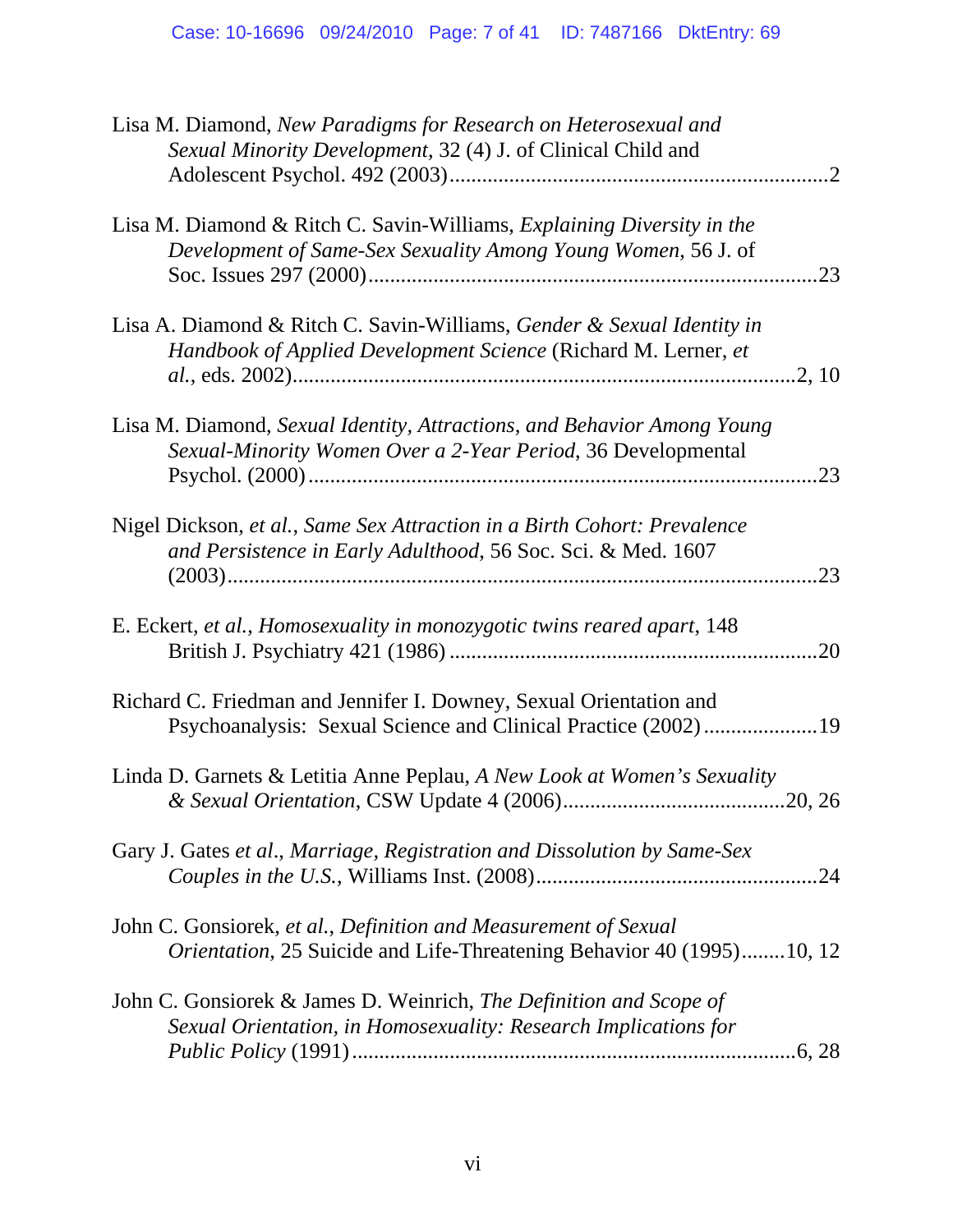Lisa M. Diamond, *New Paradigms for Research on Heterosexual and Sexual Minority Development*, 32 (4) J. of Clinical Child and Adolescent Psychol. 492 (2003)......................................................................2

Lisa M. Diamond & Ritch C. Savin-Williams, *Explaining Diversity in the Development of Same-Sex Sexuality Among Young Women*, 56 J. of Soc. Issues 297 (2000)..................................................................................23

Lisa A. Diamond & Ritch C. Savin-Williams, *Gender & Sexual Identity in Handbook of Applied Development Science* (Richard M. Lerner, *et al.*, eds. 2002)..............................................................................................2, 10

Lisa M. Diamond, *Sexual Identity, Attractions, and Behavior Among Young Sexual-Minority Women Over a 2-Year Period*, 36 Developmental Psychol. (2000)...............................................................................................23

Nigel Dickson, *et al.*, *Same Sex Attraction in a Birth Cohort: Prevalence and Persistence in Early Adulthood*, 56 Soc. Sci. & Med. 1607 (2003)............................................................................................................23

E. Eckert, *et al.*, *Homosexuality in monozygotic twins reared apart*, 148 British J. Psychiatry 421 (1986) ....................................................................20

Richard C. Friedman and Jennifer I. Downey, Sexual Orientation and Psychoanalysis: Sexual Science and Clinical Practice (2002).....................19

Linda D. Garnets & Letitia Anne Peplau, *A New Look at Women's Sexuality & Sexual Orientation*, CSW Update 4 (2006).........................................20, 26

Gary J. Gates *et al*., *Marriage, Registration and Dissolution by Same-Sex Couples in the U.S.*, Williams Inst. (2008)...................................................24

John C. Gonsiorek, *et al.*, *Definition and Measurement of Sexual Orientation*, 25 Suicide and Life-Threatening Behavior 40 (1995)........10, 12

John C. Gonsiorek & James D. Weinrich, *The Definition and Scope of Sexual Orientation, in Homosexuality: Research Implications for Public Policy* (1991)..................................................................................6, 28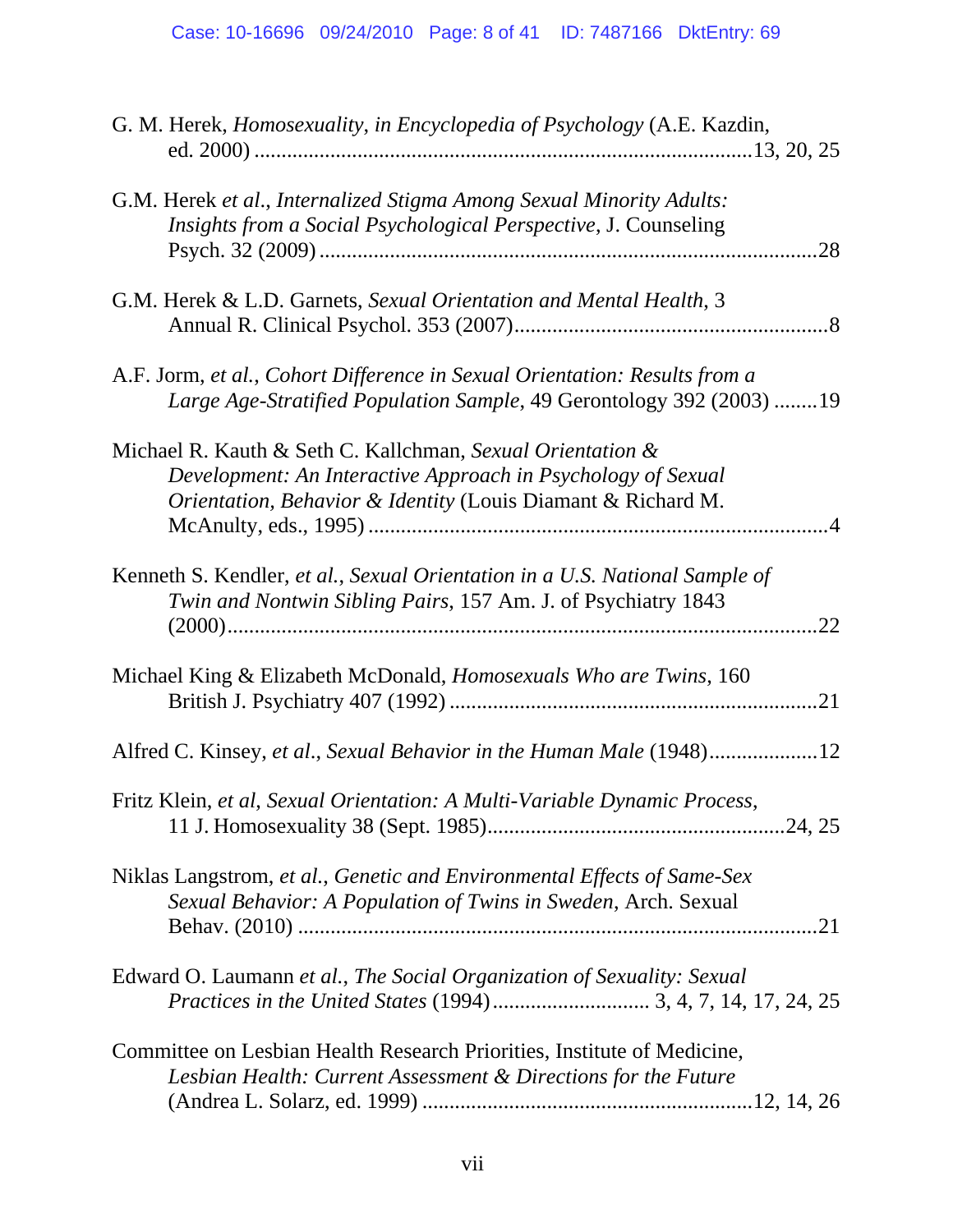G. M. Herek, *Homosexuality, in Encyclopedia of Psychology* (A.E. Kazdin, ed. 2000) ........................................................................................13, 20, 25

G.M. Herek *et al*., *Internalized Stigma Among Sexual Minority Adults: Insights from a Social Psychological Perspective*, J. Counseling Psych. 32 (2009) ...........................................................................................28

G.M. Herek & L.D. Garnets, *Sexual Orientation and Mental Health*, 3 Annual R. Clinical Psychol. 353 (2007).........................................................8

A.F. Jorm, *et al.*, *Cohort Difference in Sexual Orientation: Results from a Large Age-Stratified Population Sample*, 49 Gerontology 392 (2003) ........19

Michael R. Kauth & Seth C. Kallchman, *Sexual Orientation & Development: An Interactive Approach in Psychology of Sexual Orientation, Behavior & Identity* (Louis Diamant & Richard M. McAnulty, eds., 1995) ....................................................................................4

Kenneth S. Kendler, *et al.*, *Sexual Orientation in a U.S. National Sample of Twin and Nontwin Sibling Pairs*, 157 Am. J. of Psychiatry 1843 (2000).............................................................................................................22

Michael King & Elizabeth McDonald, *Homosexuals Who are Twins*, 160 British J. Psychiatry 407 (1992) ...................................................................21

Alfred C. Kinsey, *et al.*, *Sexual Behavior in the Human Male* (1948)...................12

Fritz Klein, *et al*, *Sexual Orientation: A Multi-Variable Dynamic Process*, 11 J. Homosexuality 38 (Sept. 1985).......................................................24, 25

Niklas Langstrom, *et al.*, *Genetic and Environmental Effects of Same-Sex Sexual Behavior: A Population of Twins in Sweden*, Arch. Sexual Behav. (2010) ...............................................................................................21

Edward O. Laumann *et al.*, *The Social Organization of Sexuality: Sexual Practices in the United States* (1994)............................ 3, 4, 7, 14, 17, 24, 25

Committee on Lesbian Health Research Priorities, Institute of Medicine, *Lesbian Health: Current Assessment & Directions for the Future* (Andrea L. Solarz, ed. 1999) ............................................................12, 14, 26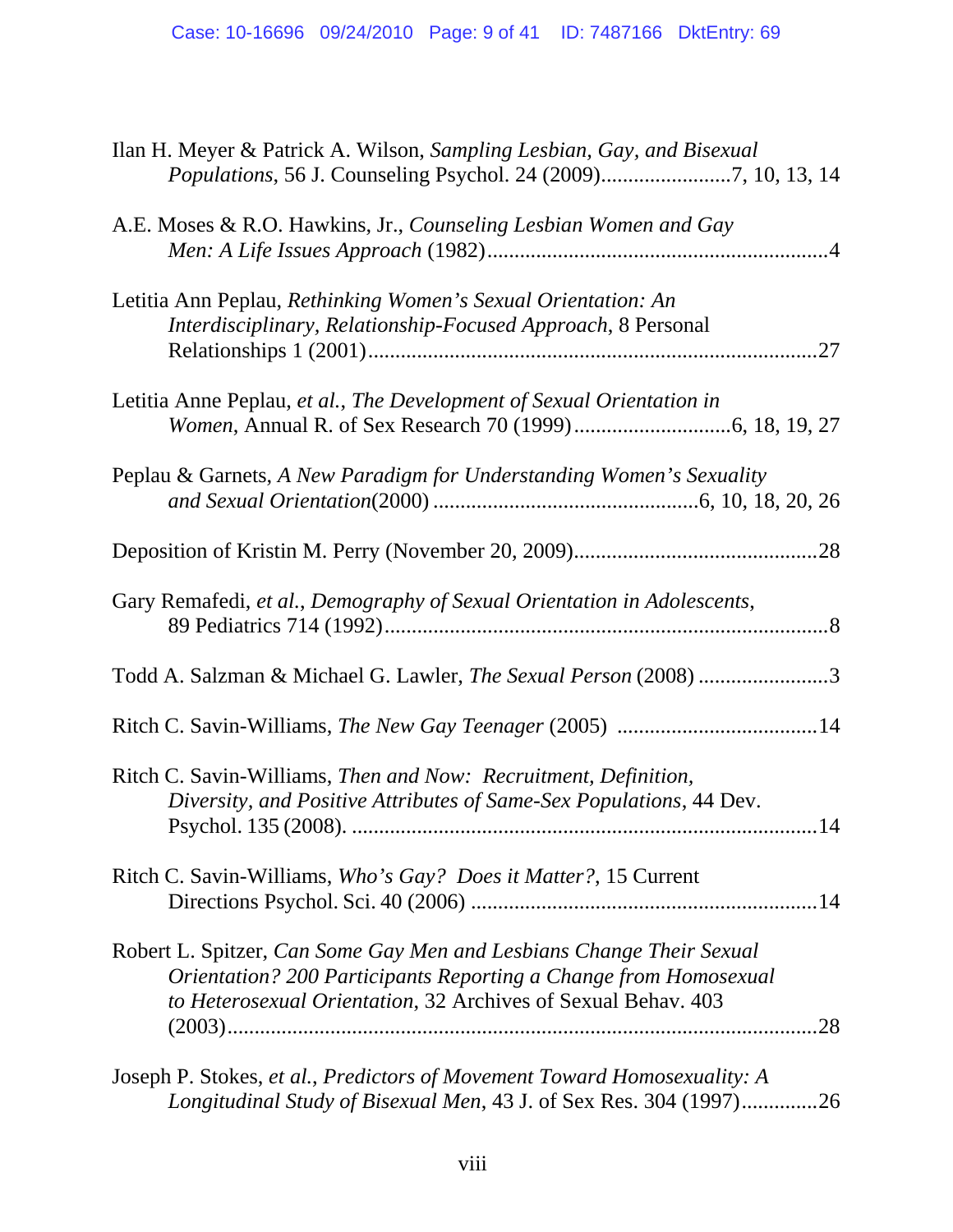Ilan H. Meyer & Patrick A. Wilson, *Sampling Lesbian, Gay, and Bisexual Populations*, 56 J. Counseling Psychol. 24 (2009)........................7, 10, 13, 14

A.E. Moses & R.O. Hawkins, Jr., *Counseling Lesbian Women and Gay Men: A Life Issues Approach* (1982)...............................................................4

Letitia Ann Peplau, *Rethinking Women's Sexual Orientation: An Interdisciplinary, Relationship-Focused Approach*, 8 Personal Relationships 1 (2001)..................................................................................27

Letitia Anne Peplau, *et al.*, *The Development of Sexual Orientation in Women*, Annual R. of Sex Research 70 (1999).............................6, 18, 19, 27

Peplau & Garnets, *A New Paradigm for Understanding Women's Sexuality and Sexual Orientation*(2000) ................................................6, 10, 18, 20, 26

Deposition of Kristin M. Perry (November 20, 2009).............................................28

Gary Remafedi, *et al.*, *Demography of Sexual Orientation in Adolescents*, 89 Pediatrics 714 (1992).................................................................................8

Todd A. Salzman & Michael G. Lawler, *The Sexual Person* (2008) ........................3

Ritch C. Savin-Williams, *The New Gay Teenager* (2005) .....................................14

Ritch C. Savin-Williams, *Then and Now: Recruitment, Definition, Diversity, and Positive Attributes of Same-Sex Populations*, 44 Dev. Psychol. 135 (2008). .....................................................................................14

Ritch C. Savin-Williams, *Who's Gay? Does it Matter?*, 15 Current Directions Psychol. Sci. 40 (2006) ...............................................................14

Robert L. Spitzer, *Can Some Gay Men and Lesbians Change Their Sexual Orientation? 200 Participants Reporting a Change from Homosexual to Heterosexual Orientation*, 32 Archives of Sexual Behav. 403 (2003)...........................................................................................................28

Joseph P. Stokes, *et al.*, *Predictors of Movement Toward Homosexuality: A Longitudinal Study of Bisexual Men*, 43 J. of Sex Res. 304 (1997)..............26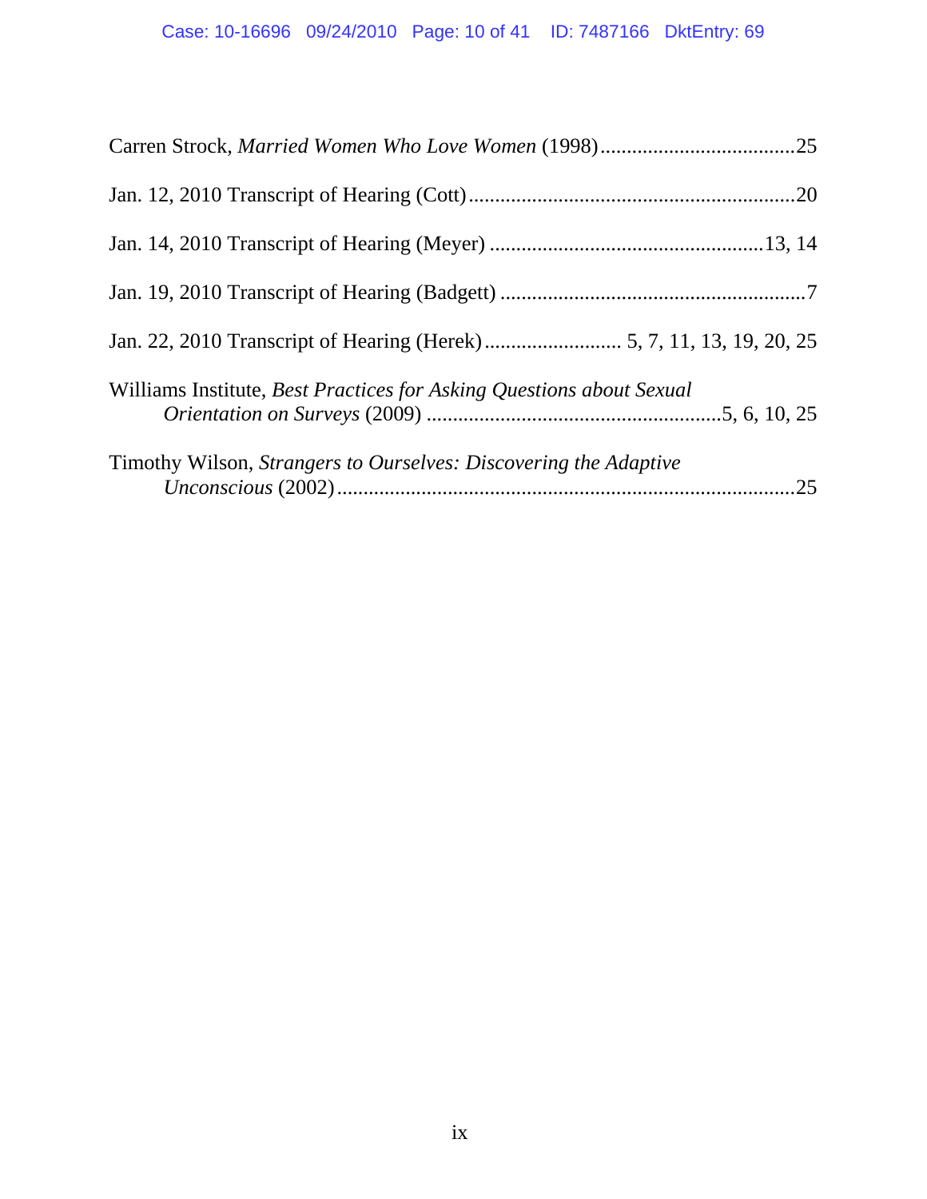Carren Strock, *Married Women Who Love Women* (1998) .....................................25

Jan. 12, 2010 Transcript of Hearing (Cott) ..............................................................20

Jan. 14, 2010 Transcript of Hearing (Meyer) ....................................................13, 14

Jan. 19, 2010 Transcript of Hearing (Badgett) ..........................................................7

Jan. 22, 2010 Transcript of Hearing (Herek) .......................... 5, 7, 11, 13, 19, 20, 25

Williams Institute, *Best Practices for Asking Questions about Sexual Orientation on Surveys* (2009) .......................................................5, 6, 10, 25

Timothy Wilson, *Strangers to Ourselves: Discovering the Adaptive Unconscious* (2002) ......................................................................................25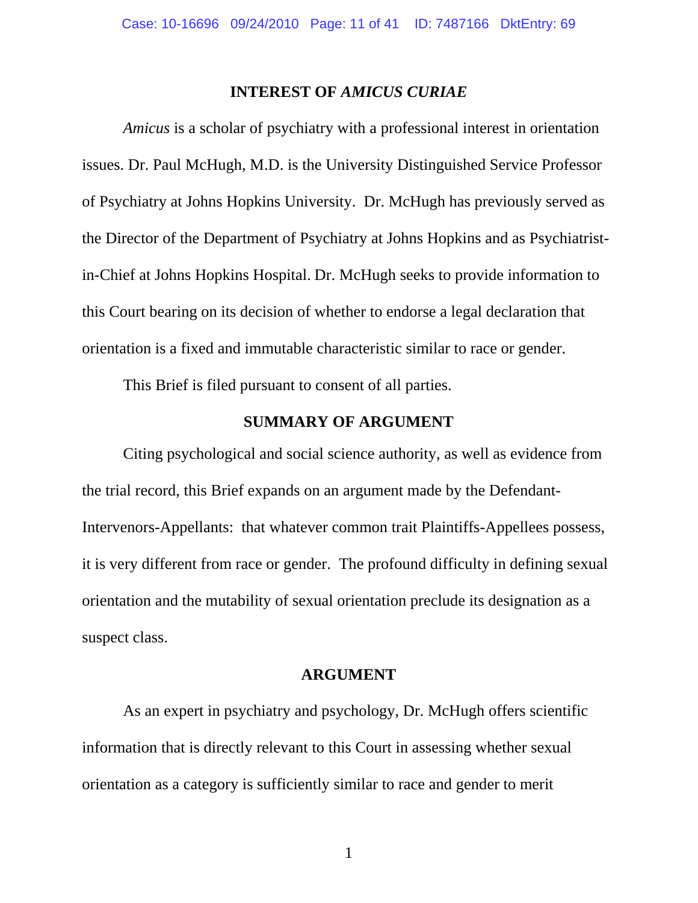## INTEREST OF *AMICUS CURIAE*

*Amicus* is a scholar of psychiatry with a professional interest in orientation issues. Dr. Paul McHugh, M.D. is the University Distinguished Service Professor of Psychiatry at Johns Hopkins University. Dr. McHugh has previously served as the Director of the Department of Psychiatry at Johns Hopkins and as Psychiatrist-in-Chief at Johns Hopkins Hospital. Dr. McHugh seeks to provide information to this Court bearing on its decision of whether to endorse a legal declaration that orientation is a fixed and immutable characteristic similar to race or gender.

This Brief is filed pursuant to consent of all parties.

## SUMMARY OF ARGUMENT

Citing psychological and social science authority, as well as evidence from the trial record, this Brief expands on an argument made by the Defendant-Intervenors-Appellants: that whatever common trait Plaintiffs-Appellees possess, it is very different from race or gender. The profound difficulty in defining sexual orientation and the mutability of sexual orientation preclude its designation as a suspect class.

## ARGUMENT

As an expert in psychiatry and psychology, Dr. McHugh offers scientific information that is directly relevant to this Court in assessing whether sexual orientation as a category is sufficiently similar to race and gender to merit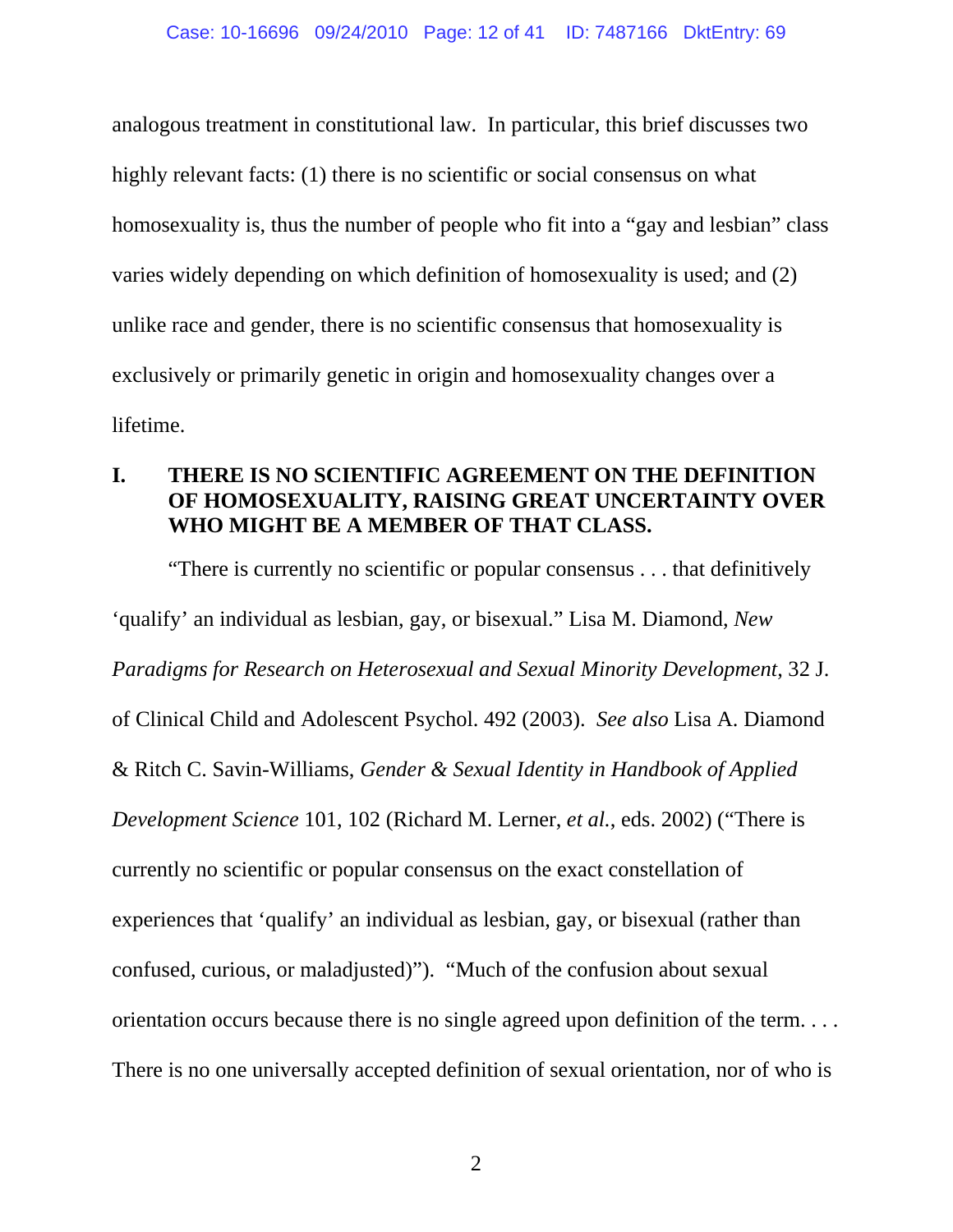analogous treatment in constitutional law. In particular, this brief discusses two highly relevant facts: (1) there is no scientific or social consensus on what homosexuality is, thus the number of people who fit into a "gay and lesbian" class varies widely depending on which definition of homosexuality is used; and (2) unlike race and gender, there is no scientific consensus that homosexuality is exclusively or primarily genetic in origin and homosexuality changes over a lifetime.

## I. THERE IS NO SCIENTIFIC AGREEMENT ON THE DEFINITION OF HOMOSEXUALITY, RAISING GREAT UNCERTAINTY OVER WHO MIGHT BE A MEMBER OF THAT CLASS.

"There is currently no scientific or popular consensus . . . that definitively 'qualify' an individual as lesbian, gay, or bisexual." Lisa M. Diamond, *New Paradigms for Research on Heterosexual and Sexual Minority Development*, 32 J. of Clinical Child and Adolescent Psychol. 492 (2003). *See also* Lisa A. Diamond & Ritch C. Savin-Williams, *Gender & Sexual Identity in Handbook of Applied Development Science* 101, 102 (Richard M. Lerner, *et al.*, eds. 2002) ("There is currently no scientific or popular consensus on the exact constellation of experiences that 'qualify' an individual as lesbian, gay, or bisexual (rather than confused, curious, or maladjusted)"). "Much of the confusion about sexual orientation occurs because there is no single agreed upon definition of the term. . . . There is no one universally accepted definition of sexual orientation, nor of who is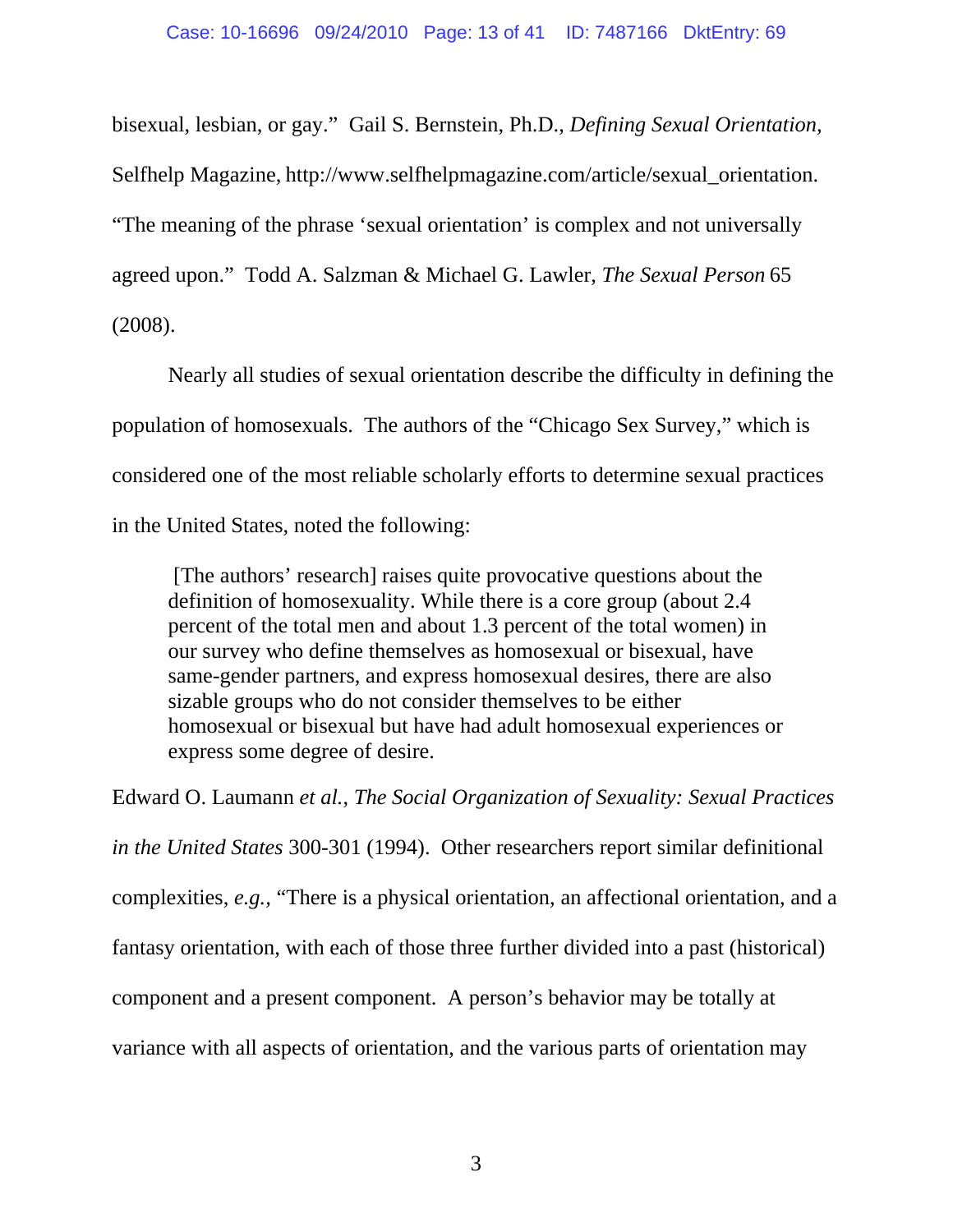bisexual, lesbian, or gay." Gail S. Bernstein, Ph.D., *Defining Sexual Orientation*, Selfhelp Magazine, http://www.selfhelpmagazine.com/article/sexual_orientation. "The meaning of the phrase 'sexual orientation' is complex and not universally agreed upon." Todd A. Salzman & Michael G. Lawler, *The Sexual Person* 65 (2008).

Nearly all studies of sexual orientation describe the difficulty in defining the population of homosexuals. The authors of the "Chicago Sex Survey," which is considered one of the most reliable scholarly efforts to determine sexual practices in the United States, noted the following:

> [The authors' research] raises quite provocative questions about the definition of homosexuality. While there is a core group (about 2.4 percent of the total men and about 1.3 percent of the total women) in our survey who define themselves as homosexual or bisexual, have same-gender partners, and express homosexual desires, there are also sizable groups who do not consider themselves to be either homosexual or bisexual but have had adult homosexual experiences or express some degree of desire.

Edward O. Laumann *et al.*, *The Social Organization of Sexuality: Sexual Practices in the United States* 300-301 (1994). Other researchers report similar definitional complexities, *e.g.,* "There is a physical orientation, an affectional orientation, and a fantasy orientation, with each of those three further divided into a past (historical) component and a present component. A person's behavior may be totally at variance with all aspects of orientation, and the various parts of orientation may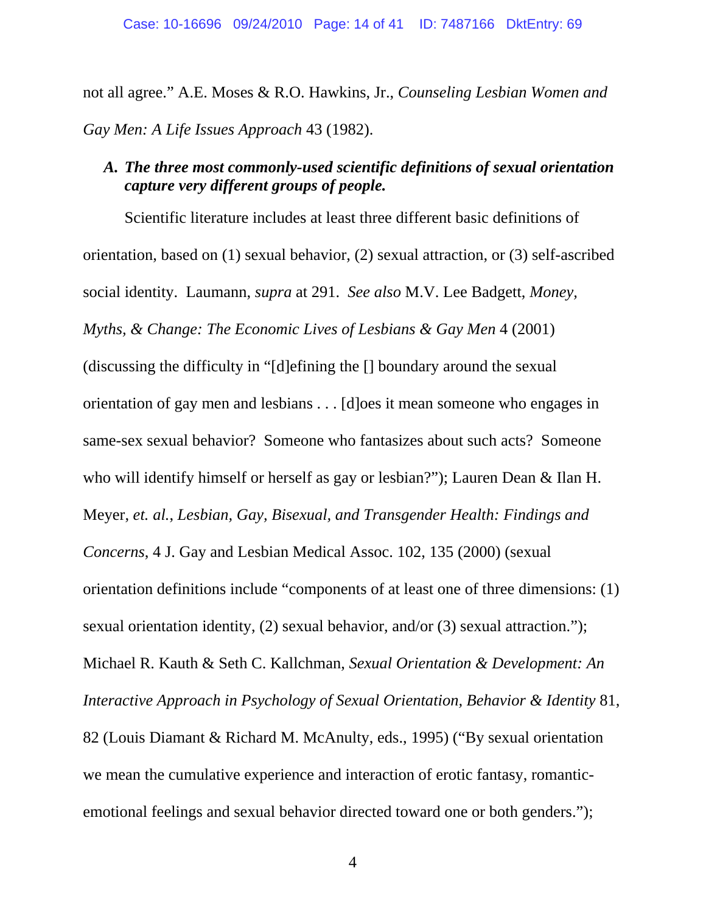not all agree." A.E. Moses & R.O. Hawkins, Jr., *Counseling Lesbian Women and Gay Men: A Life Issues Approach* 43 (1982).

### A. *The three most commonly-used scientific definitions of sexual orientation capture very different groups of people.*

Scientific literature includes at least three different basic definitions of orientation, based on (1) sexual behavior, (2) sexual attraction, or (3) self-ascribed social identity. Laumann, *supra* at 291. *See also* M.V. Lee Badgett, *Money, Myths, & Change: The Economic Lives of Lesbians & Gay Men* 4 (2001) (discussing the difficulty in "[d]efining the [] boundary around the sexual orientation of gay men and lesbians . . . [d]oes it mean someone who engages in same-sex sexual behavior? Someone who fantasizes about such acts? Someone who will identify himself or herself as gay or lesbian?"); Lauren Dean & Ilan H. Meyer, *et. al.*, *Lesbian, Gay, Bisexual, and Transgender Health: Findings and Concerns*, 4 J. Gay and Lesbian Medical Assoc. 102, 135 (2000) (sexual orientation definitions include "components of at least one of three dimensions: (1) sexual orientation identity, (2) sexual behavior, and/or (3) sexual attraction."); Michael R. Kauth & Seth C. Kallchman, *Sexual Orientation & Development: An Interactive Approach in Psychology of Sexual Orientation, Behavior & Identity* 81, 82 (Louis Diamant & Richard M. McAnulty, eds., 1995) ("By sexual orientation we mean the cumulative experience and interaction of erotic fantasy, romantic-emotional feelings and sexual behavior directed toward one or both genders.");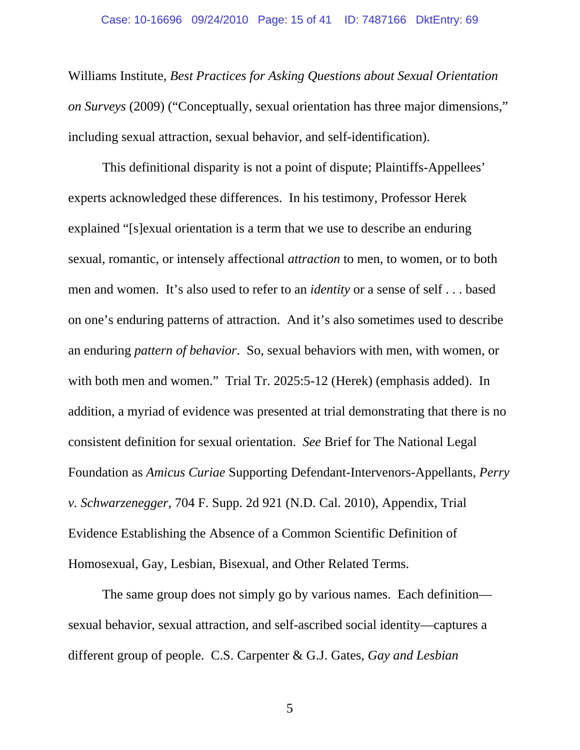Williams Institute, *Best Practices for Asking Questions about Sexual Orientation on Surveys* (2009) ("Conceptually, sexual orientation has three major dimensions," including sexual attraction, sexual behavior, and self-identification).

This definitional disparity is not a point of dispute; Plaintiffs-Appellees' experts acknowledged these differences. In his testimony, Professor Herek explained "[s]exual orientation is a term that we use to describe an enduring sexual, romantic, or intensely affectional *attraction* to men, to women, or to both men and women. It's also used to refer to an *identity* or a sense of self . . . based on one's enduring patterns of attraction. And it's also sometimes used to describe an enduring *pattern of behavior*. So, sexual behaviors with men, with women, or with both men and women." Trial Tr. 2025:5-12 (Herek) (emphasis added). In addition, a myriad of evidence was presented at trial demonstrating that there is no consistent definition for sexual orientation. *See* Brief for The National Legal Foundation as *Amicus Curiae* Supporting Defendant-Intervenors-Appellants, *Perry v. Schwarzenegger*, 704 F. Supp. 2d 921 (N.D. Cal. 2010), Appendix, Trial Evidence Establishing the Absence of a Common Scientific Definition of Homosexual, Gay, Lesbian, Bisexual, and Other Related Terms.

The same group does not simply go by various names. Each definition—sexual behavior, sexual attraction, and self-ascribed social identity—captures a different group of people. C.S. Carpenter & G.J. Gates, *Gay and Lesbian*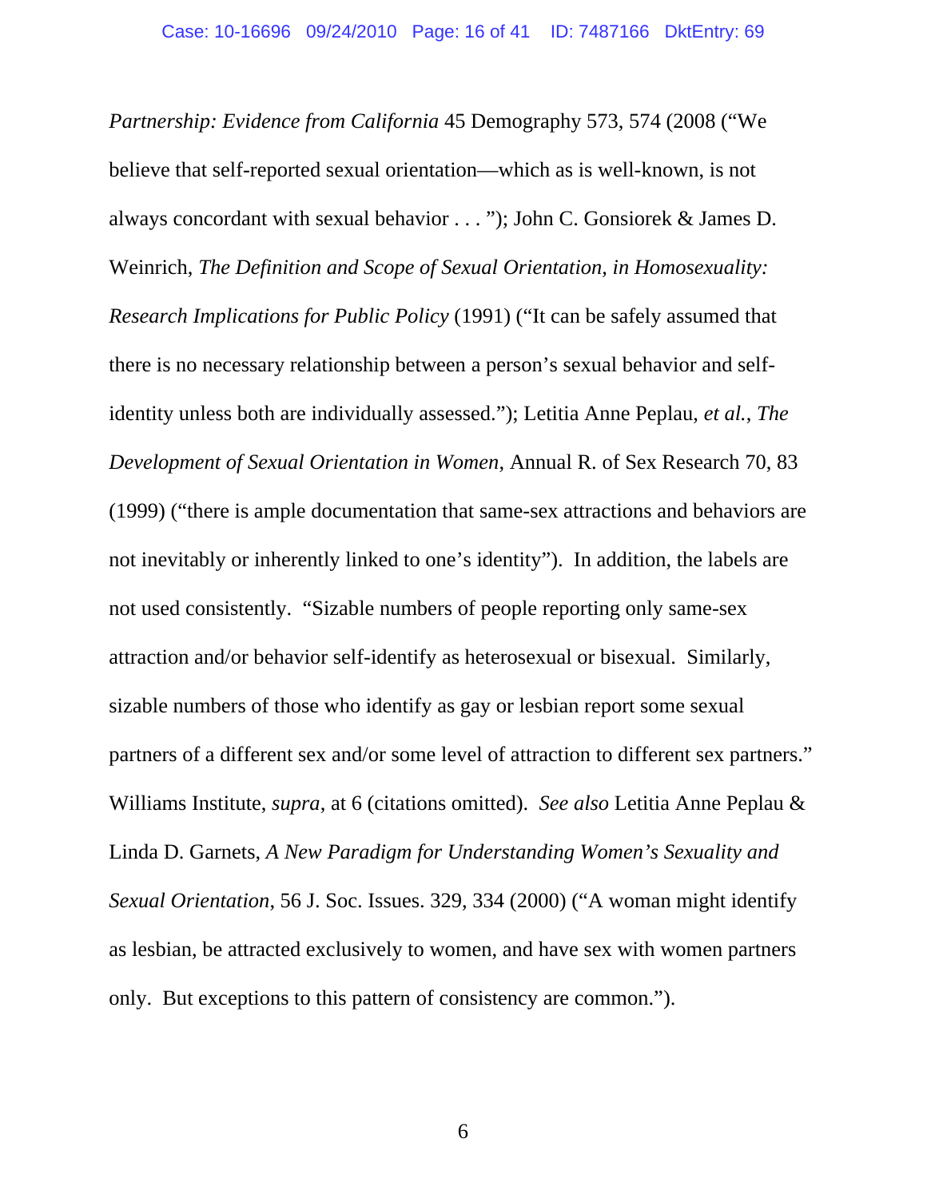*Partnership: Evidence from California* 45 Demography 573, 574 (2008 ("We believe that self-reported sexual orientation—which as is well-known, is not always concordant with sexual behavior . . . "); John C. Gonsiorek & James D. Weinrich, *The Definition and Scope of Sexual Orientation, in Homosexuality: Research Implications for Public Policy* (1991) ("It can be safely assumed that there is no necessary relationship between a person's sexual behavior and self-identity unless both are individually assessed."); Letitia Anne Peplau, *et al.*, *The Development of Sexual Orientation in Women*, Annual R. of Sex Research 70, 83 (1999) ("there is ample documentation that same-sex attractions and behaviors are not inevitably or inherently linked to one's identity"). In addition, the labels are not used consistently. "Sizable numbers of people reporting only same-sex attraction and/or behavior self-identify as heterosexual or bisexual. Similarly, sizable numbers of those who identify as gay or lesbian report some sexual partners of a different sex and/or some level of attraction to different sex partners." Williams Institute, *supra*, at 6 (citations omitted). *See also* Letitia Anne Peplau & Linda D. Garnets, *A New Paradigm for Understanding Women's Sexuality and Sexual Orientation*, 56 J. Soc. Issues. 329, 334 (2000) ("A woman might identify as lesbian, be attracted exclusively to women, and have sex with women partners only. But exceptions to this pattern of consistency are common.").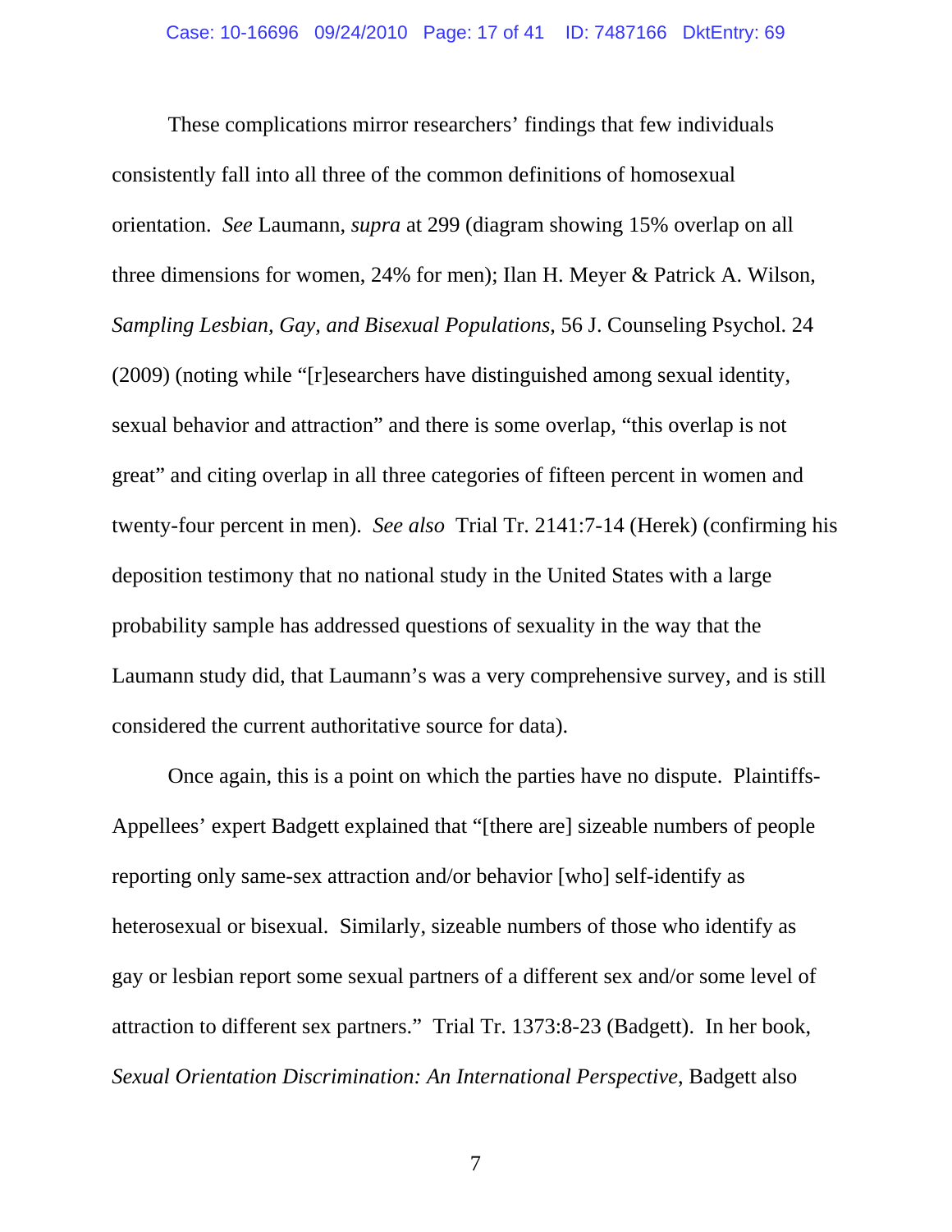These complications mirror researchers' findings that few individuals consistently fall into all three of the common definitions of homosexual orientation. *See* Laumann, *supra* at 299 (diagram showing 15% overlap on all three dimensions for women, 24% for men); Ilan H. Meyer & Patrick A. Wilson, *Sampling Lesbian, Gay, and Bisexual Populations*, 56 J. Counseling Psychol. 24 (2009) (noting while "[r]esearchers have distinguished among sexual identity, sexual behavior and attraction" and there is some overlap, "this overlap is not great" and citing overlap in all three categories of fifteen percent in women and twenty-four percent in men). *See also* Trial Tr. 2141:7-14 (Herek) (confirming his deposition testimony that no national study in the United States with a large probability sample has addressed questions of sexuality in the way that the Laumann study did, that Laumann's was a very comprehensive survey, and is still considered the current authoritative source for data).

Once again, this is a point on which the parties have no dispute. Plaintiffs-Appellees' expert Badgett explained that "[there are] sizeable numbers of people reporting only same-sex attraction and/or behavior [who] self-identify as heterosexual or bisexual. Similarly, sizeable numbers of those who identify as gay or lesbian report some sexual partners of a different sex and/or some level of attraction to different sex partners." Trial Tr. 1373:8-23 (Badgett). In her book, *Sexual Orientation Discrimination: An International Perspective*, Badgett also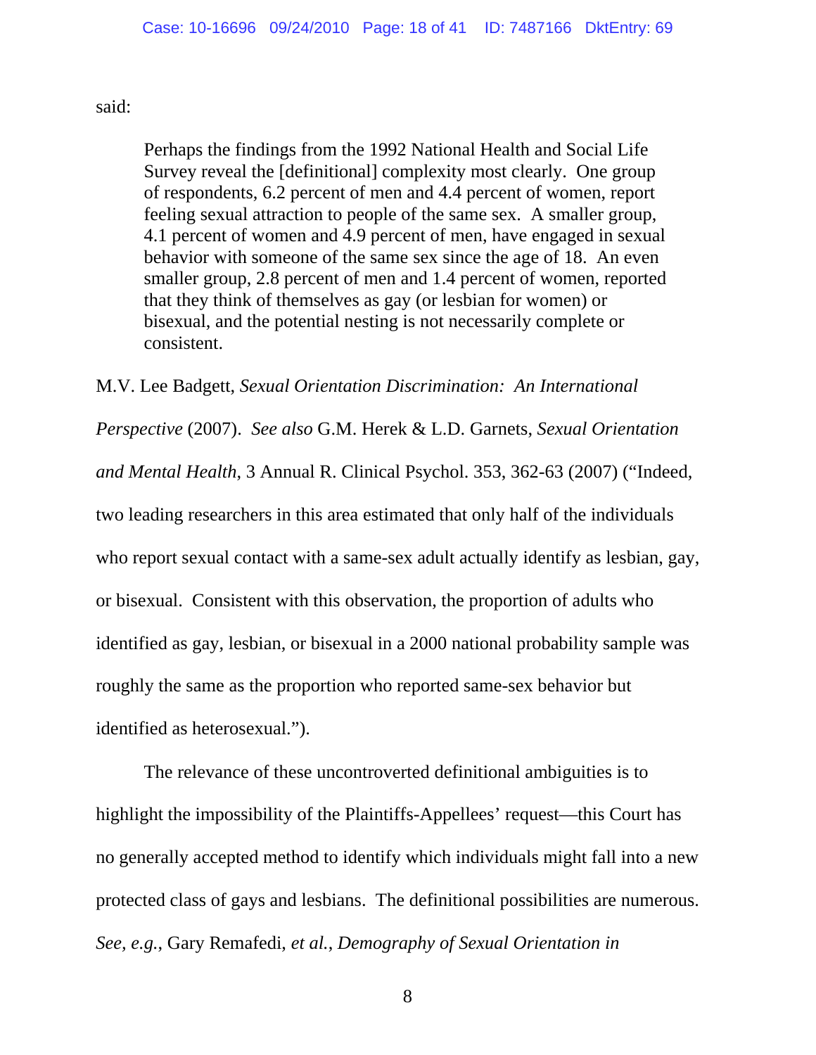said:

> Perhaps the findings from the 1992 National Health and Social Life Survey reveal the [definitional] complexity most clearly. One group of respondents, 6.2 percent of men and 4.4 percent of women, report feeling sexual attraction to people of the same sex. A smaller group, 4.1 percent of women and 4.9 percent of men, have engaged in sexual behavior with someone of the same sex since the age of 18. An even smaller group, 2.8 percent of men and 1.4 percent of women, reported that they think of themselves as gay (or lesbian for women) or bisexual, and the potential nesting is not necessarily complete or consistent.

M.V. Lee Badgett, *Sexual Orientation Discrimination: An International Perspective* (2007). *See also* G.M. Herek & L.D. Garnets, *Sexual Orientation and Mental Health*, 3 Annual R. Clinical Psychol. 353, 362-63 (2007) ("Indeed, two leading researchers in this area estimated that only half of the individuals who report sexual contact with a same-sex adult actually identify as lesbian, gay, or bisexual. Consistent with this observation, the proportion of adults who identified as gay, lesbian, or bisexual in a 2000 national probability sample was roughly the same as the proportion who reported same-sex behavior but identified as heterosexual.").

The relevance of these uncontroverted definitional ambiguities is to highlight the impossibility of the Plaintiffs-Appellees' request—this Court has no generally accepted method to identify which individuals might fall into a new protected class of gays and lesbians. The definitional possibilities are numerous. *See, e.g.*, Gary Remafedi, *et al.*, *Demography of Sexual Orientation in*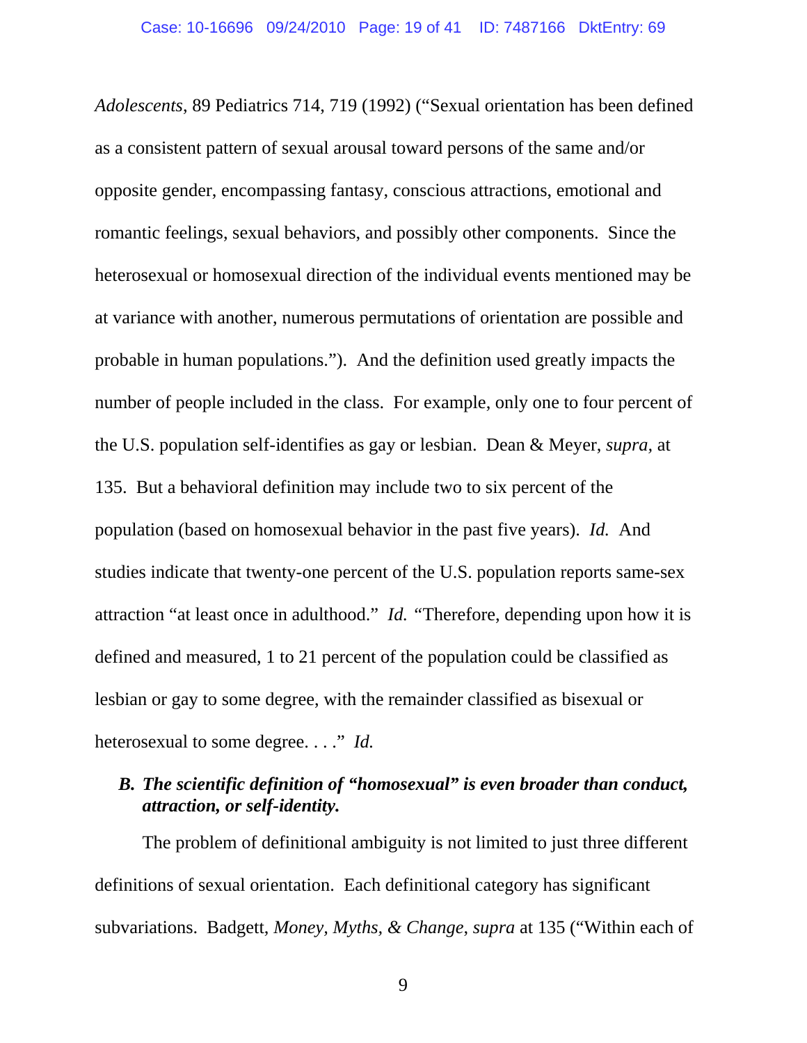*Adolescents*, 89 Pediatrics 714, 719 (1992) ("Sexual orientation has been defined as a consistent pattern of sexual arousal toward persons of the same and/or opposite gender, encompassing fantasy, conscious attractions, emotional and romantic feelings, sexual behaviors, and possibly other components. Since the heterosexual or homosexual direction of the individual events mentioned may be at variance with another, numerous permutations of orientation are possible and probable in human populations."). And the definition used greatly impacts the number of people included in the class. For example, only one to four percent of the U.S. population self-identifies as gay or lesbian. Dean & Meyer, *supra,* at 135. But a behavioral definition may include two to six percent of the population (based on homosexual behavior in the past five years). *Id.* And studies indicate that twenty-one percent of the U.S. population reports same-sex attraction "at least once in adulthood." *Id.* "Therefore, depending upon how it is defined and measured, 1 to 21 percent of the population could be classified as lesbian or gay to some degree, with the remainder classified as bisexual or heterosexual to some degree. . . ." *Id.*

### *B. The scientific definition of "homosexual" is even broader than conduct, attraction, or self-identity.*

The problem of definitional ambiguity is not limited to just three different definitions of sexual orientation. Each definitional category has significant subvariations. Badgett, *Money, Myths, & Change*, *supra* at 135 ("Within each of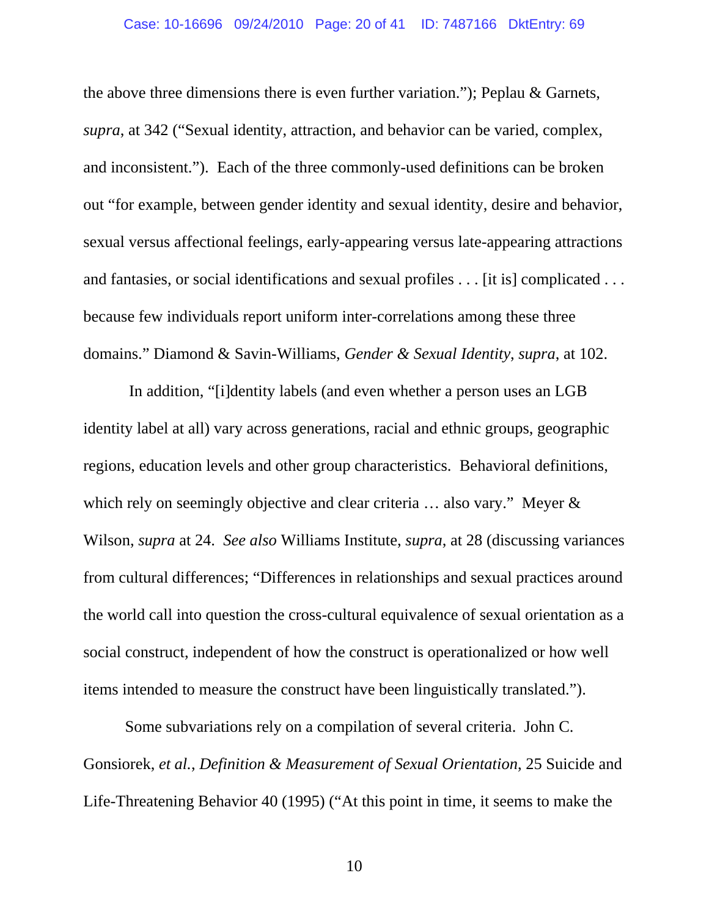the above three dimensions there is even further variation."); Peplau & Garnets, *supra*, at 342 ("Sexual identity, attraction, and behavior can be varied, complex, and inconsistent."). Each of the three commonly-used definitions can be broken out "for example, between gender identity and sexual identity, desire and behavior, sexual versus affectional feelings, early-appearing versus late-appearing attractions and fantasies, or social identifications and sexual profiles . . . [it is] complicated . . . because few individuals report uniform inter-correlations among these three domains." Diamond & Savin-Williams, *Gender & Sexual Identity*, *supra*, at 102.

In addition, "[i]dentity labels (and even whether a person uses an LGB identity label at all) vary across generations, racial and ethnic groups, geographic regions, education levels and other group characteristics. Behavioral definitions, which rely on seemingly objective and clear criteria … also vary." Meyer & Wilson, *supra* at 24. *See also* Williams Institute, *supra*, at 28 (discussing variances from cultural differences; "Differences in relationships and sexual practices around the world call into question the cross-cultural equivalence of sexual orientation as a social construct, independent of how the construct is operationalized or how well items intended to measure the construct have been linguistically translated.").

Some subvariations rely on a compilation of several criteria. John C. Gonsiorek, *et al.*, *Definition & Measurement of Sexual Orientation*, 25 Suicide and Life-Threatening Behavior 40 (1995) ("At this point in time, it seems to make the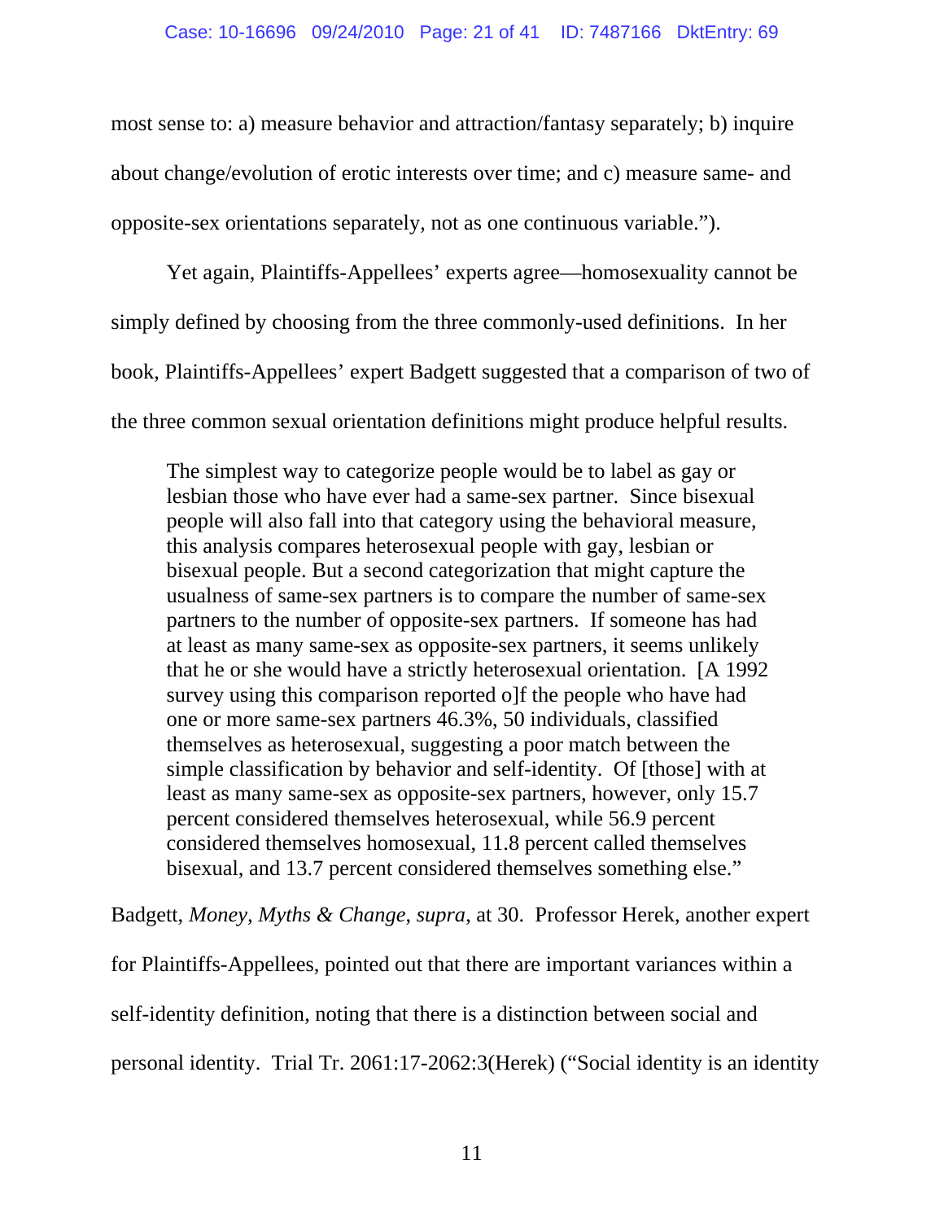most sense to: a) measure behavior and attraction/fantasy separately; b) inquire about change/evolution of erotic interests over time; and c) measure same- and opposite-sex orientations separately, not as one continuous variable.").

Yet again, Plaintiffs-Appellees' experts agree—homosexuality cannot be simply defined by choosing from the three commonly-used definitions. In her book, Plaintiffs-Appellees' expert Badgett suggested that a comparison of two of the three common sexual orientation definitions might produce helpful results.

> The simplest way to categorize people would be to label as gay or lesbian those who have ever had a same-sex partner. Since bisexual people will also fall into that category using the behavioral measure, this analysis compares heterosexual people with gay, lesbian or bisexual people. But a second categorization that might capture the usualness of same-sex partners is to compare the number of same-sex partners to the number of opposite-sex partners. If someone has had at least as many same-sex as opposite-sex partners, it seems unlikely that he or she would have a strictly heterosexual orientation. [A 1992 survey using this comparison reported o]f the people who have had one or more same-sex partners 46.3%, 50 individuals, classified themselves as heterosexual, suggesting a poor match between the simple classification by behavior and self-identity. Of [those] with at least as many same-sex as opposite-sex partners, however, only 15.7 percent considered themselves heterosexual, while 56.9 percent considered themselves homosexual, 11.8 percent called themselves bisexual, and 13.7 percent considered themselves something else."

Badgett, *Money, Myths & Change*, *supra*, at 30. Professor Herek, another expert for Plaintiffs-Appellees, pointed out that there are important variances within a self-identity definition, noting that there is a distinction between social and personal identity. Trial Tr. 2061:17-2062:3(Herek) ("Social identity is an identity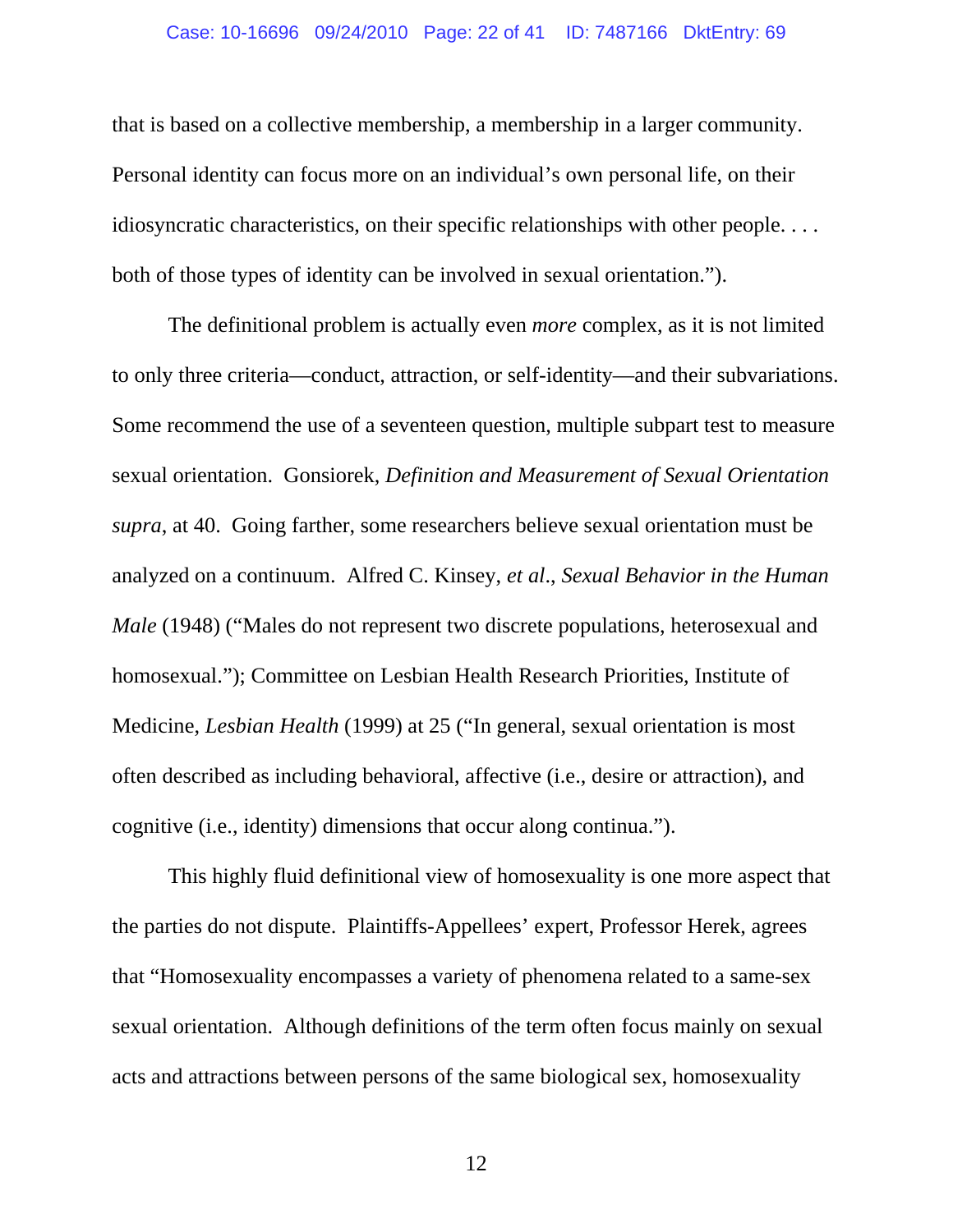that is based on a collective membership, a membership in a larger community. Personal identity can focus more on an individual's own personal life, on their idiosyncratic characteristics, on their specific relationships with other people. . . . both of those types of identity can be involved in sexual orientation.").

The definitional problem is actually even *more* complex, as it is not limited to only three criteria—conduct, attraction, or self-identity—and their subvariations. Some recommend the use of a seventeen question, multiple subpart test to measure sexual orientation. Gonsiorek, *Definition and Measurement of Sexual Orientation supra*, at 40. Going farther, some researchers believe sexual orientation must be analyzed on a continuum. Alfred C. Kinsey, *et al*., *Sexual Behavior in the Human Male* (1948) ("Males do not represent two discrete populations, heterosexual and homosexual."); Committee on Lesbian Health Research Priorities, Institute of Medicine, *Lesbian Health* (1999) at 25 ("In general, sexual orientation is most often described as including behavioral, affective (i.e., desire or attraction), and cognitive (i.e., identity) dimensions that occur along continua.").

This highly fluid definitional view of homosexuality is one more aspect that the parties do not dispute. Plaintiffs-Appellees' expert, Professor Herek, agrees that "Homosexuality encompasses a variety of phenomena related to a same-sex sexual orientation. Although definitions of the term often focus mainly on sexual acts and attractions between persons of the same biological sex, homosexuality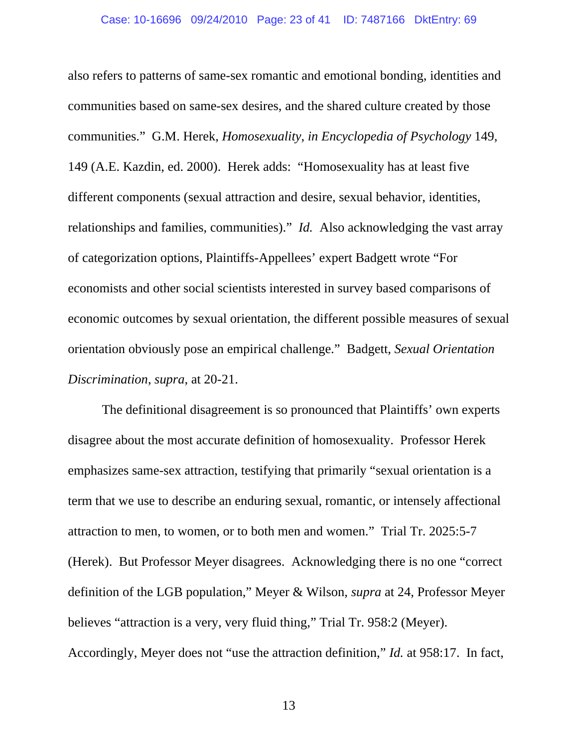also refers to patterns of same-sex romantic and emotional bonding, identities and communities based on same-sex desires, and the shared culture created by those communities." G.M. Herek, *Homosexuality, in Encyclopedia of Psychology* 149, 149 (A.E. Kazdin, ed. 2000). Herek adds: "Homosexuality has at least five different components (sexual attraction and desire, sexual behavior, identities, relationships and families, communities)." *Id.* Also acknowledging the vast array of categorization options, Plaintiffs-Appellees' expert Badgett wrote "For economists and other social scientists interested in survey based comparisons of economic outcomes by sexual orientation, the different possible measures of sexual orientation obviously pose an empirical challenge." Badgett, *Sexual Orientation Discrimination*, *supra*, at 20-21.

The definitional disagreement is so pronounced that Plaintiffs' own experts disagree about the most accurate definition of homosexuality. Professor Herek emphasizes same-sex attraction, testifying that primarily "sexual orientation is a term that we use to describe an enduring sexual, romantic, or intensely affectional attraction to men, to women, or to both men and women." Trial Tr. 2025:5-7 (Herek). But Professor Meyer disagrees. Acknowledging there is no one "correct definition of the LGB population," Meyer & Wilson, *supra* at 24, Professor Meyer believes "attraction is a very, very fluid thing," Trial Tr. 958:2 (Meyer). Accordingly, Meyer does not "use the attraction definition," *Id.* at 958:17. In fact,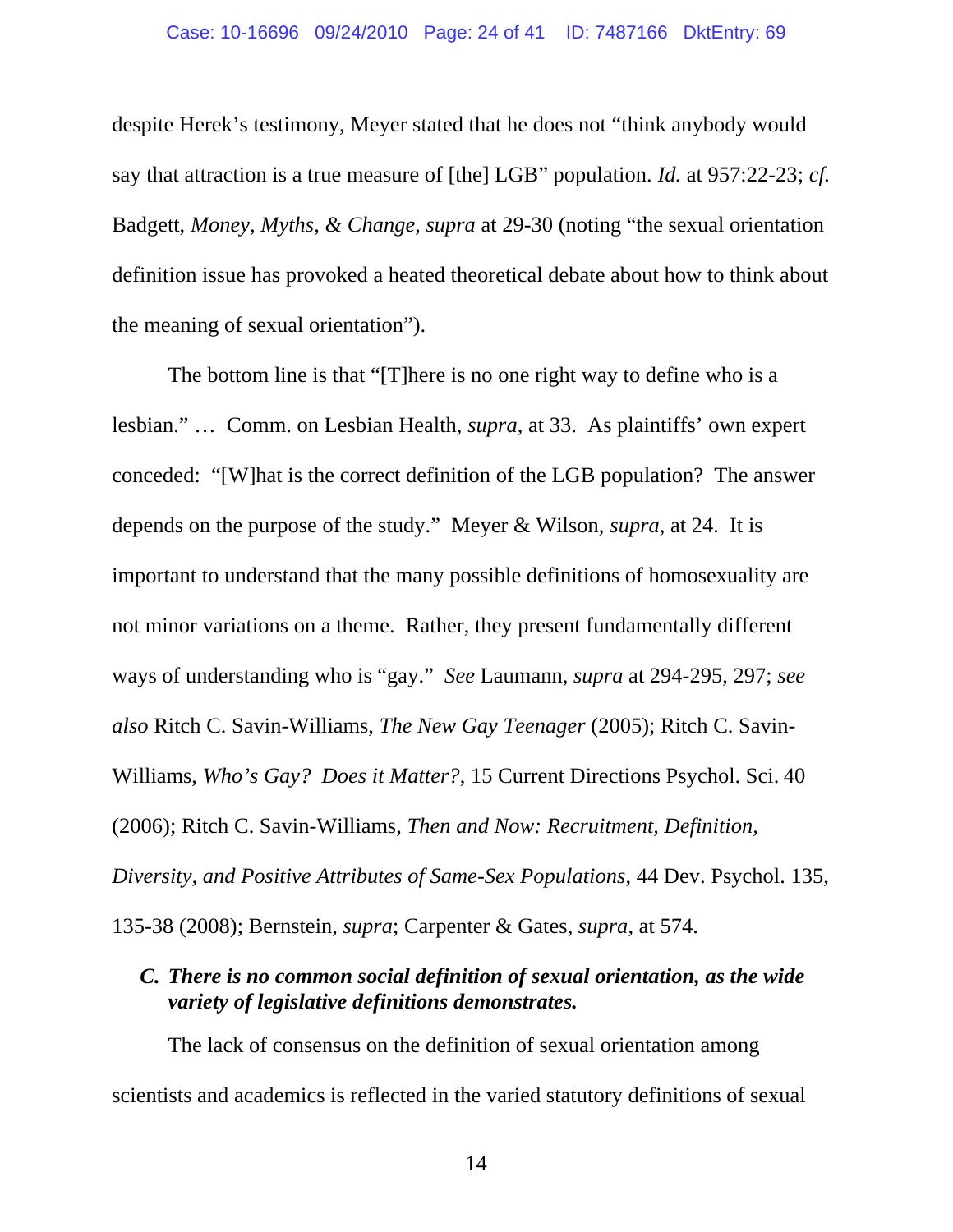despite Herek's testimony, Meyer stated that he does not "think anybody would say that attraction is a true measure of [the] LGB" population. *Id.* at 957:22-23; *cf.* Badgett, *Money, Myths, & Change*, *supra* at 29-30 (noting "the sexual orientation definition issue has provoked a heated theoretical debate about how to think about the meaning of sexual orientation").

The bottom line is that "[T]here is no one right way to define who is a lesbian." … Comm. on Lesbian Health, *supra*, at 33. As plaintiffs' own expert conceded: "[W]hat is the correct definition of the LGB population? The answer depends on the purpose of the study." Meyer & Wilson, *supra*, at 24. It is important to understand that the many possible definitions of homosexuality are not minor variations on a theme. Rather, they present fundamentally different ways of understanding who is "gay." *See* Laumann, *supra* at 294-295, 297; *see also* Ritch C. Savin-Williams, *The New Gay Teenager* (2005); Ritch C. Savin-Williams, *Who's Gay? Does it Matter?*, 15 Current Directions Psychol. Sci. 40 (2006); Ritch C. Savin-Williams, *Then and Now: Recruitment, Definition, Diversity, and Positive Attributes of Same-Sex Populations*, 44 Dev. Psychol. 135, 135-38 (2008); Bernstein, *supra*; Carpenter & Gates, *supra*, at 574.

### *C. There is no common social definition of sexual orientation, as the wide variety of legislative definitions demonstrates.*

The lack of consensus on the definition of sexual orientation among scientists and academics is reflected in the varied statutory definitions of sexual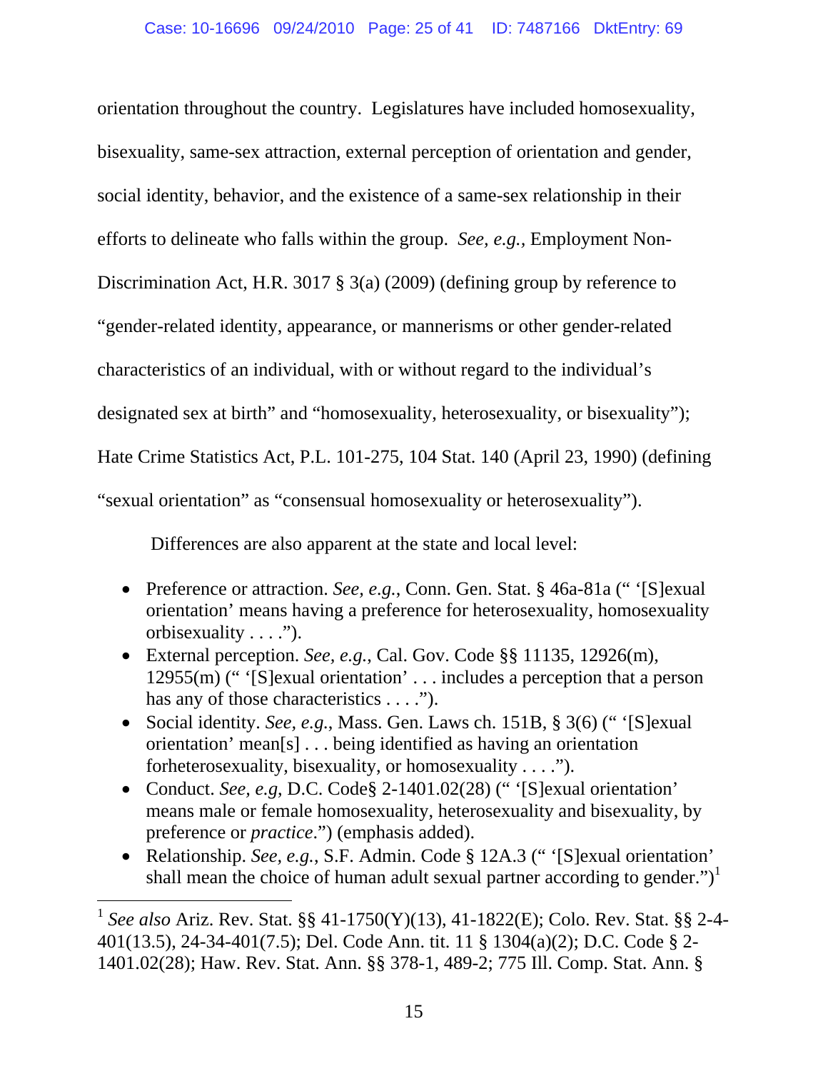orientation throughout the country. Legislatures have included homosexuality, bisexuality, same-sex attraction, external perception of orientation and gender, social identity, behavior, and the existence of a same-sex relationship in their efforts to delineate who falls within the group. *See, e.g.*, Employment Non-Discrimination Act, H.R. 3017 § 3(a) (2009) (defining group by reference to "gender-related identity, appearance, or mannerisms or other gender-related characteristics of an individual, with or without regard to the individual's designated sex at birth" and "homosexuality, heterosexuality, or bisexuality"); Hate Crime Statistics Act, P.L. 101-275, 104 Stat. 140 (April 23, 1990) (defining "sexual orientation" as "consensual homosexuality or heterosexuality").

Differences are also apparent at the state and local level:

- Preference or attraction. *See, e.g.*, Conn. Gen. Stat. § 46a-81a (" '[S]exual orientation' means having a preference for heterosexuality, homosexuality orbisexuality . . . .").
- External perception. *See, e.g.*, Cal. Gov. Code §§ 11135, 12926(m), 12955(m) (" '[S]exual orientation' . . . includes a perception that a person has any of those characteristics . . . .").
- Social identity. *See, e.g.*, Mass. Gen. Laws ch. 151B, § 3(6) (" '[S]exual orientation' mean[s] . . . being identified as having an orientation forheterosexuality, bisexuality, or homosexuality . . . .").
- Conduct. *See, e.g*, D.C. Code§ 2-1401.02(28) (" '[S]exual orientation' means male or female homosexuality, heterosexuality and bisexuality, by preference or *practice*.") (emphasis added).
- Relationship. *See, e.g.*, S.F. Admin. Code § 12A.3 (" '[S]exual orientation' shall mean the choice of human adult sexual partner according to gender.")[1]

---

[1] *See also* Ariz. Rev. Stat. §§ 41-1750(Y)(13), 41-1822(E); Colo. Rev. Stat. §§ 2-4-401(13.5), 24-34-401(7.5); Del. Code Ann. tit. 11 § 1304(a)(2); D.C. Code § 2-1401.02(28); Haw. Rev. Stat. Ann. §§ 378-1, 489-2; 775 Ill. Comp. Stat. Ann. §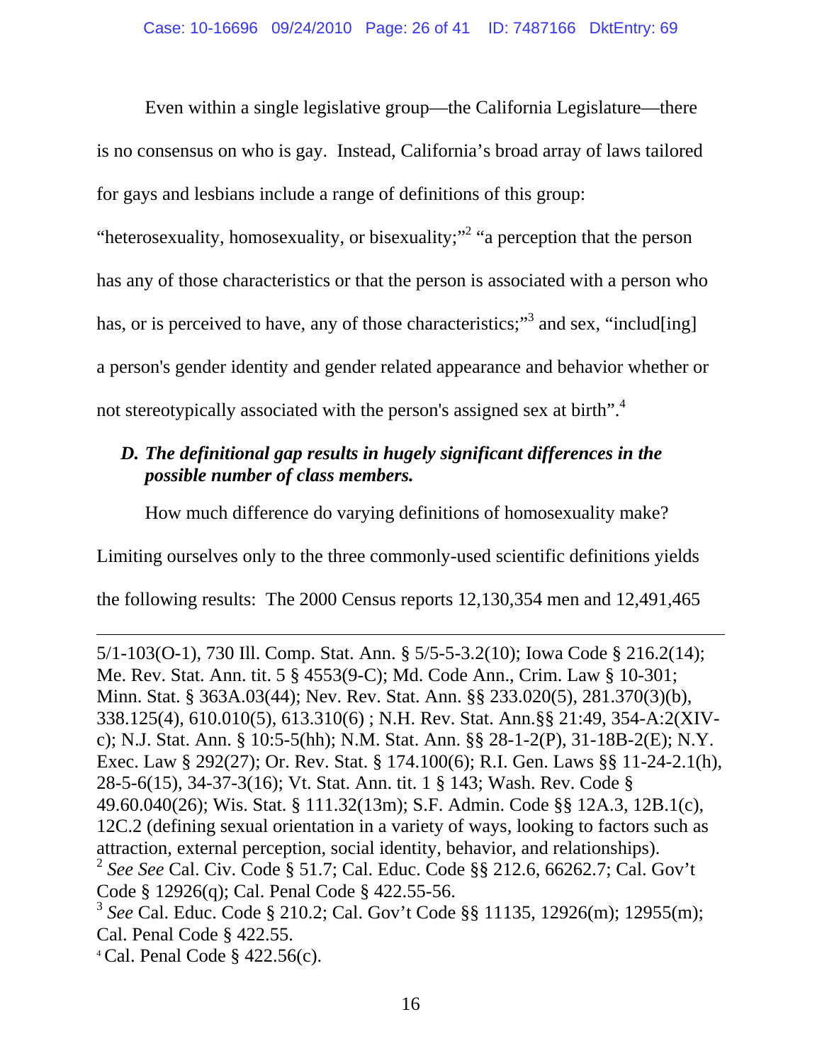Even within a single legislative group—the California Legislature—there is no consensus on who is gay. Instead, California's broad array of laws tailored for gays and lesbians include a range of definitions of this group: "heterosexuality, homosexuality, or bisexuality;"[2] "a perception that the person has any of those characteristics or that the person is associated with a person who has, or is perceived to have, any of those characteristics;"[3] and sex, "includ[ing] a person's gender identity and gender related appearance and behavior whether or not stereotypically associated with the person's assigned sex at birth".[4]

### *D. The definitional gap results in hugely significant differences in the possible number of class members.*

How much difference do varying definitions of homosexuality make? Limiting ourselves only to the three commonly-used scientific definitions yields the following results: The 2000 Census reports 12,130,354 men and 12,491,465

---

5/1-103(O-1), 730 Ill. Comp. Stat. Ann. § 5/5-5-3.2(10); Iowa Code § 216.2(14); Me. Rev. Stat. Ann. tit. 5 § 4553(9-C); Md. Code Ann., Crim. Law § 10-301; Minn. Stat. § 363A.03(44); Nev. Rev. Stat. Ann. §§ 233.020(5), 281.370(3)(b), 338.125(4), 610.010(5), 613.310(6) ; N.H. Rev. Stat. Ann.§§ 21:49, 354-A:2(XIV-c); N.J. Stat. Ann. § 10:5-5(hh); N.M. Stat. Ann. §§ 28-1-2(P), 31-18B-2(E); N.Y. Exec. Law § 292(27); Or. Rev. Stat. § 174.100(6); R.I. Gen. Laws §§ 11-24-2.1(h), 28-5-6(15), 34-37-3(16); Vt. Stat. Ann. tit. 1 § 143; Wash. Rev. Code § 49.60.040(26); Wis. Stat. § 111.32(13m); S.F. Admin. Code §§ 12A.3, 12B.1(c), 12C.2 (defining sexual orientation in a variety of ways, looking to factors such as attraction, external perception, social identity, behavior, and relationships).

[2] *See See* Cal. Civ. Code § 51.7; Cal. Educ. Code §§ 212.6, 66262.7; Cal. Gov't Code § 12926(q); Cal. Penal Code § 422.55-56.

[3] *See* Cal. Educ. Code § 210.2; Cal. Gov't Code §§ 11135, 12926(m); 12955(m); Cal. Penal Code § 422.55.

[4] Cal. Penal Code § 422.56(c).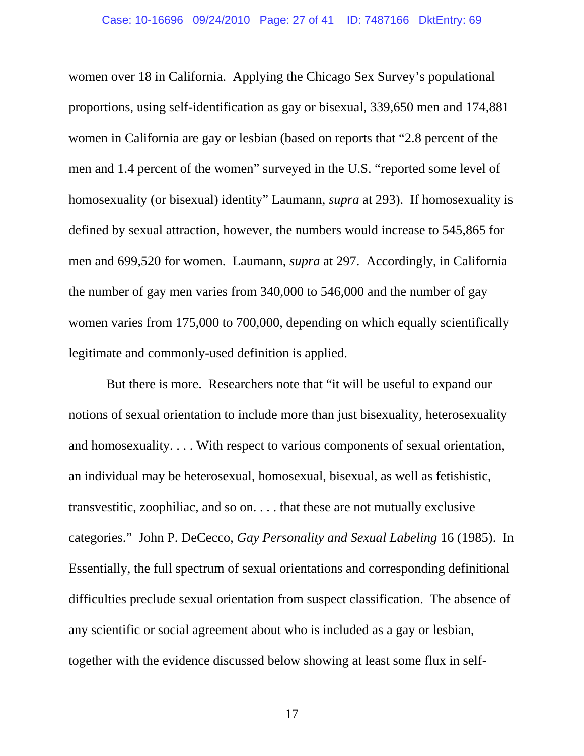women over 18 in California. Applying the Chicago Sex Survey's populational proportions, using self-identification as gay or bisexual, 339,650 men and 174,881 women in California are gay or lesbian (based on reports that "2.8 percent of the men and 1.4 percent of the women" surveyed in the U.S. "reported some level of homosexuality (or bisexual) identity" Laumann, *supra* at 293). If homosexuality is defined by sexual attraction, however, the numbers would increase to 545,865 for men and 699,520 for women. Laumann, *supra* at 297. Accordingly, in California the number of gay men varies from 340,000 to 546,000 and the number of gay women varies from 175,000 to 700,000, depending on which equally scientifically legitimate and commonly-used definition is applied.

But there is more. Researchers note that "it will be useful to expand our notions of sexual orientation to include more than just bisexuality, heterosexuality and homosexuality. . . . With respect to various components of sexual orientation, an individual may be heterosexual, homosexual, bisexual, as well as fetishistic, transvestitic, zoophiliac, and so on. . . . that these are not mutually exclusive categories." John P. DeCecco, *Gay Personality and Sexual Labeling* 16 (1985). In Essentially, the full spectrum of sexual orientations and corresponding definitional difficulties preclude sexual orientation from suspect classification. The absence of any scientific or social agreement about who is included as a gay or lesbian, together with the evidence discussed below showing at least some flux in self-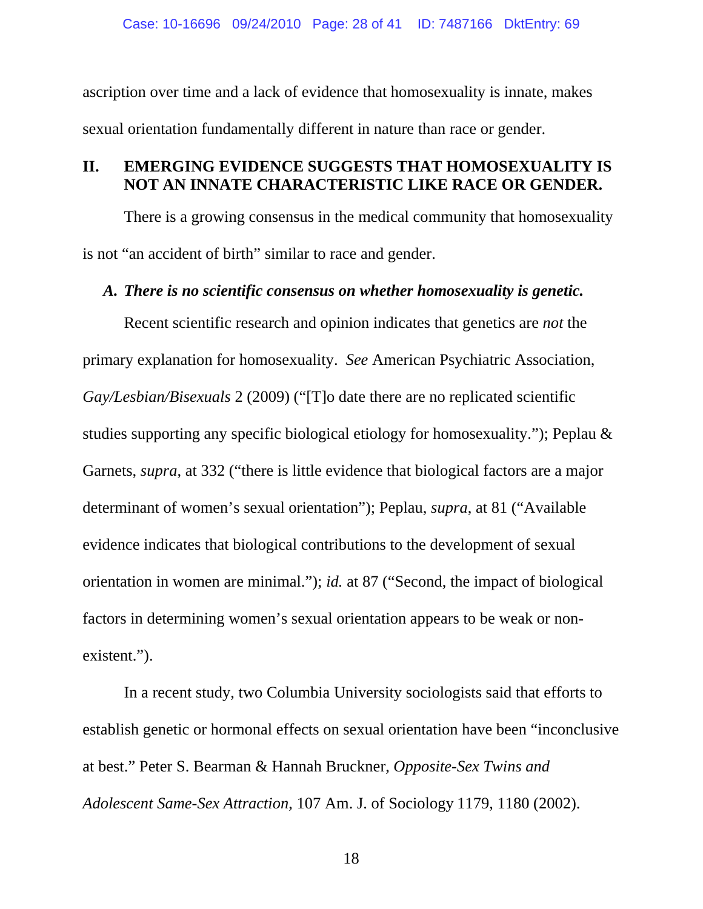ascription over time and a lack of evidence that homosexuality is innate, makes sexual orientation fundamentally different in nature than race or gender.

## II. EMERGING EVIDENCE SUGGESTS THAT HOMOSEXUALITY IS NOT AN INNATE CHARACTERISTIC LIKE RACE OR GENDER.

There is a growing consensus in the medical community that homosexuality is not "an accident of birth" similar to race and gender.

### *A. There is no scientific consensus on whether homosexuality is genetic.*

Recent scientific research and opinion indicates that genetics are *not* the primary explanation for homosexuality. *See* American Psychiatric Association, *Gay/Lesbian/Bisexuals* 2 (2009) ("[T]o date there are no replicated scientific studies supporting any specific biological etiology for homosexuality."); Peplau & Garnets, *supra*, at 332 ("there is little evidence that biological factors are a major determinant of women's sexual orientation"); Peplau, *supra*, at 81 ("Available evidence indicates that biological contributions to the development of sexual orientation in women are minimal."); *id.* at 87 ("Second, the impact of biological factors in determining women's sexual orientation appears to be weak or non-existent.").

In a recent study, two Columbia University sociologists said that efforts to establish genetic or hormonal effects on sexual orientation have been "inconclusive at best." Peter S. Bearman & Hannah Bruckner, *Opposite-Sex Twins and Adolescent Same-Sex Attraction*, 107 Am. J. of Sociology 1179, 1180 (2002).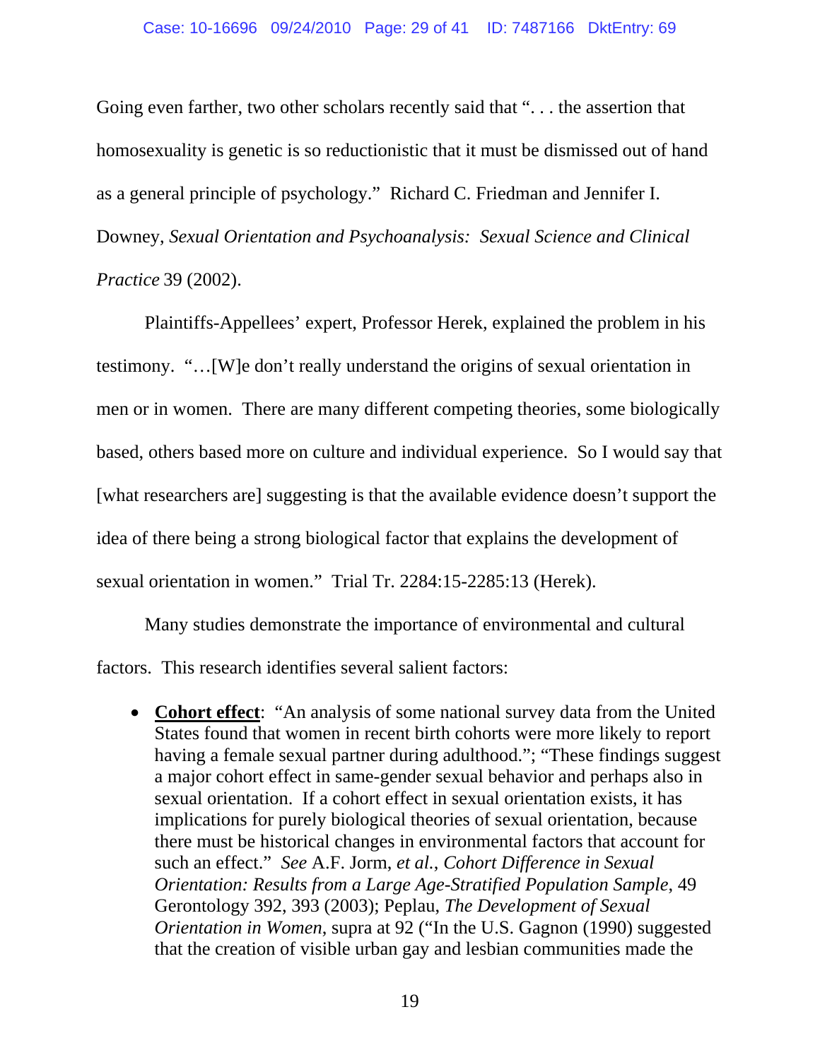Going even farther, two other scholars recently said that ". . . the assertion that homosexuality is genetic is so reductionistic that it must be dismissed out of hand as a general principle of psychology." Richard C. Friedman and Jennifer I. Downey, *Sexual Orientation and Psychoanalysis: Sexual Science and Clinical Practice* 39 (2002).

Plaintiffs-Appellees' expert, Professor Herek, explained the problem in his testimony. "…[W]e don't really understand the origins of sexual orientation in men or in women. There are many different competing theories, some biologically based, others based more on culture and individual experience. So I would say that [what researchers are] suggesting is that the available evidence doesn't support the idea of there being a strong biological factor that explains the development of sexual orientation in women." Trial Tr. 2284:15-2285:13 (Herek).

Many studies demonstrate the importance of environmental and cultural factors. This research identifies several salient factors:

- **Cohort effect**: "An analysis of some national survey data from the United States found that women in recent birth cohorts were more likely to report having a female sexual partner during adulthood."; "These findings suggest a major cohort effect in same-gender sexual behavior and perhaps also in sexual orientation. If a cohort effect in sexual orientation exists, it has implications for purely biological theories of sexual orientation, because there must be historical changes in environmental factors that account for such an effect." *See* A.F. Jorm, *et al.*, *Cohort Difference in Sexual Orientation: Results from a Large Age-Stratified Population Sample*, 49 Gerontology 392, 393 (2003); Peplau, *The Development of Sexual Orientation in Women*, supra at 92 ("In the U.S. Gagnon (1990) suggested that the creation of visible urban gay and lesbian communities made the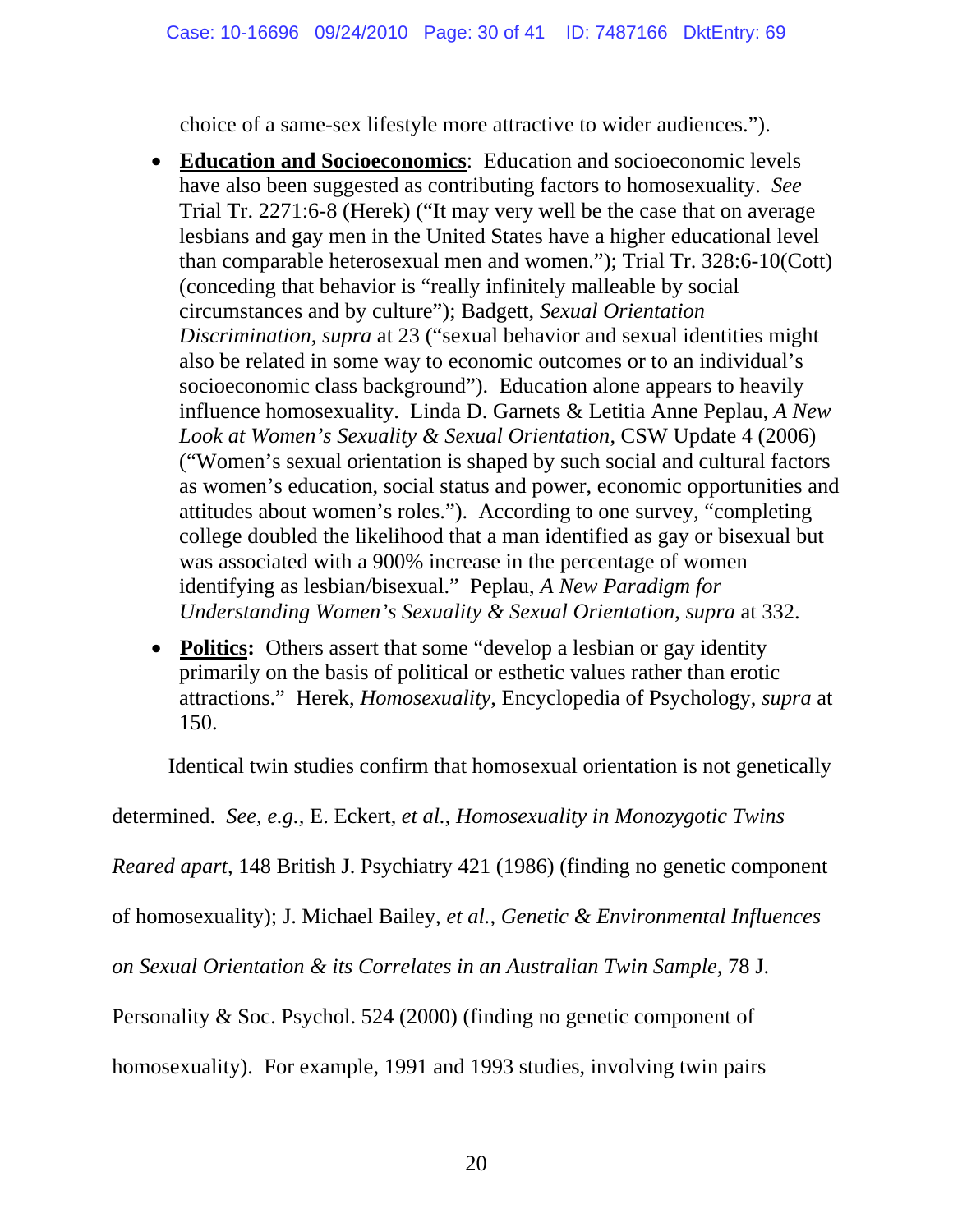choice of a same-sex lifestyle more attractive to wider audiences.").

- **<u>Education and Socioeconomics</u>**: Education and socioeconomic levels have also been suggested as contributing factors to homosexuality. *See* Trial Tr. 2271:6-8 (Herek) ("It may very well be the case that on average lesbians and gay men in the United States have a higher educational level than comparable heterosexual men and women."); Trial Tr. 328:6-10(Cott) (conceding that behavior is "really infinitely malleable by social circumstances and by culture"); Badgett, *Sexual Orientation Discrimination*, *supra* at 23 ("sexual behavior and sexual identities might also be related in some way to economic outcomes or to an individual's socioeconomic class background"). Education alone appears to heavily influence homosexuality. Linda D. Garnets & Letitia Anne Peplau, *A New Look at Women's Sexuality & Sexual Orientation*, CSW Update 4 (2006) ("Women's sexual orientation is shaped by such social and cultural factors as women's education, social status and power, economic opportunities and attitudes about women's roles."). According to one survey, "completing college doubled the likelihood that a man identified as gay or bisexual but was associated with a 900% increase in the percentage of women identifying as lesbian/bisexual." Peplau, *A New Paradigm for Understanding Women's Sexuality & Sexual Orientation*, *supra* at 332.

- **<u>Politics</u>:** Others assert that some "develop a lesbian or gay identity primarily on the basis of political or esthetic values rather than erotic attractions." Herek, *Homosexuality*, Encyclopedia of Psychology, *supra* at 150.

Identical twin studies confirm that homosexual orientation is not genetically determined. *See, e.g.,* E. Eckert, *et al.*, *Homosexuality in Monozygotic Twins Reared apart*, 148 British J. Psychiatry 421 (1986) (finding no genetic component of homosexuality); J. Michael Bailey, *et al.*, *Genetic & Environmental Influences on Sexual Orientation & its Correlates in an Australian Twin Sample*, 78 J. Personality & Soc. Psychol. 524 (2000) (finding no genetic component of homosexuality). For example, 1991 and 1993 studies, involving twin pairs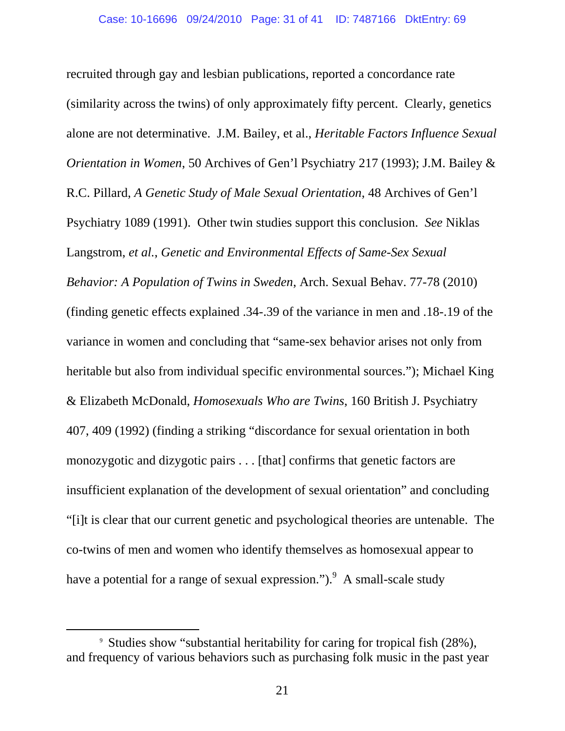recruited through gay and lesbian publications, reported a concordance rate (similarity across the twins) of only approximately fifty percent. Clearly, genetics alone are not determinative. J.M. Bailey, et al., *Heritable Factors Influence Sexual Orientation in Women*, 50 Archives of Gen'l Psychiatry 217 (1993); J.M. Bailey & R.C. Pillard, *A Genetic Study of Male Sexual Orientation*, 48 Archives of Gen'l Psychiatry 1089 (1991). Other twin studies support this conclusion. *See* Niklas Langstrom, *et al.*, *Genetic and Environmental Effects of Same-Sex Sexual Behavior: A Population of Twins in Sweden*, Arch. Sexual Behav. 77-78 (2010) (finding genetic effects explained .34-.39 of the variance in men and .18-.19 of the variance in women and concluding that "same-sex behavior arises not only from heritable but also from individual specific environmental sources."); Michael King & Elizabeth McDonald, *Homosexuals Who are Twins*, 160 British J. Psychiatry 407, 409 (1992) (finding a striking "discordance for sexual orientation in both monozygotic and dizygotic pairs . . . [that] confirms that genetic factors are insufficient explanation of the development of sexual orientation" and concluding "[i]t is clear that our current genetic and psychological theories are untenable. The co-twins of men and women who identify themselves as homosexual appear to have a potential for a range of sexual expression.").[9] A small-scale study

[9] Studies show "substantial heritability for caring for tropical fish (28%), and frequency of various behaviors such as purchasing folk music in the past year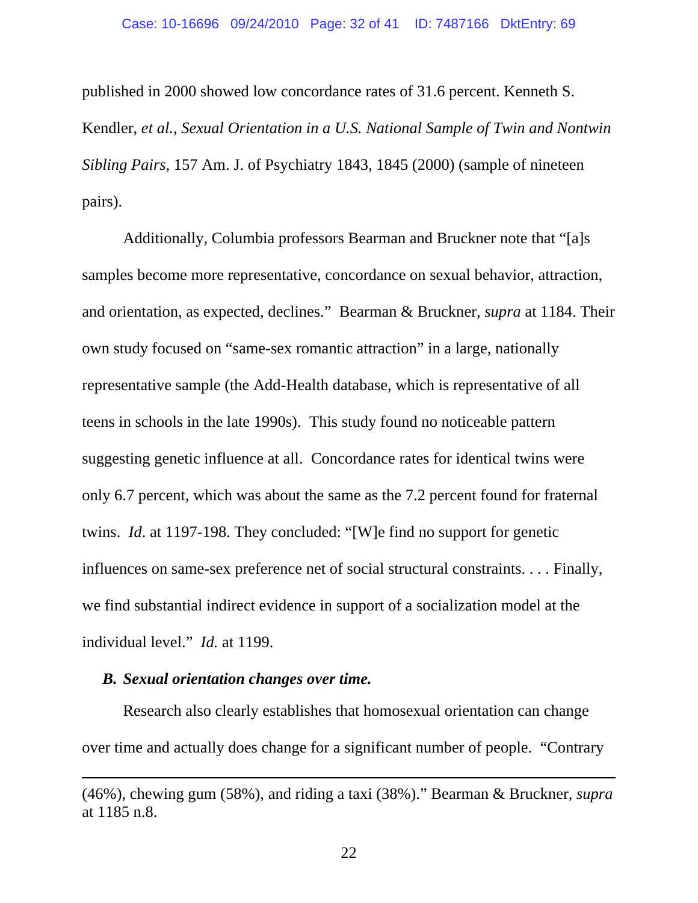published in 2000 showed low concordance rates of 31.6 percent. Kenneth S. Kendler, *et al.*, *Sexual Orientation in a U.S. National Sample of Twin and Nontwin Sibling Pairs*, 157 Am. J. of Psychiatry 1843, 1845 (2000) (sample of nineteen pairs).

Additionally, Columbia professors Bearman and Bruckner note that "[a]s samples become more representative, concordance on sexual behavior, attraction, and orientation, as expected, declines." Bearman & Bruckner, *supra* at 1184. Their own study focused on "same-sex romantic attraction" in a large, nationally representative sample (the Add-Health database, which is representative of all teens in schools in the late 1990s). This study found no noticeable pattern suggesting genetic influence at all. Concordance rates for identical twins were only 6.7 percent, which was about the same as the 7.2 percent found for fraternal twins. *Id*. at 1197-198. They concluded: "[W]e find no support for genetic influences on same-sex preference net of social structural constraints. . . . Finally, we find substantial indirect evidence in support of a socialization model at the individual level." *Id.* at 1199.

### ***B. Sexual orientation changes over time.***

Research also clearly establishes that homosexual orientation can change over time and actually does change for a significant number of people. "Contrary

---

(46%), chewing gum (58%), and riding a taxi (38%)." Bearman & Bruckner, *supra* at 1185 n.8.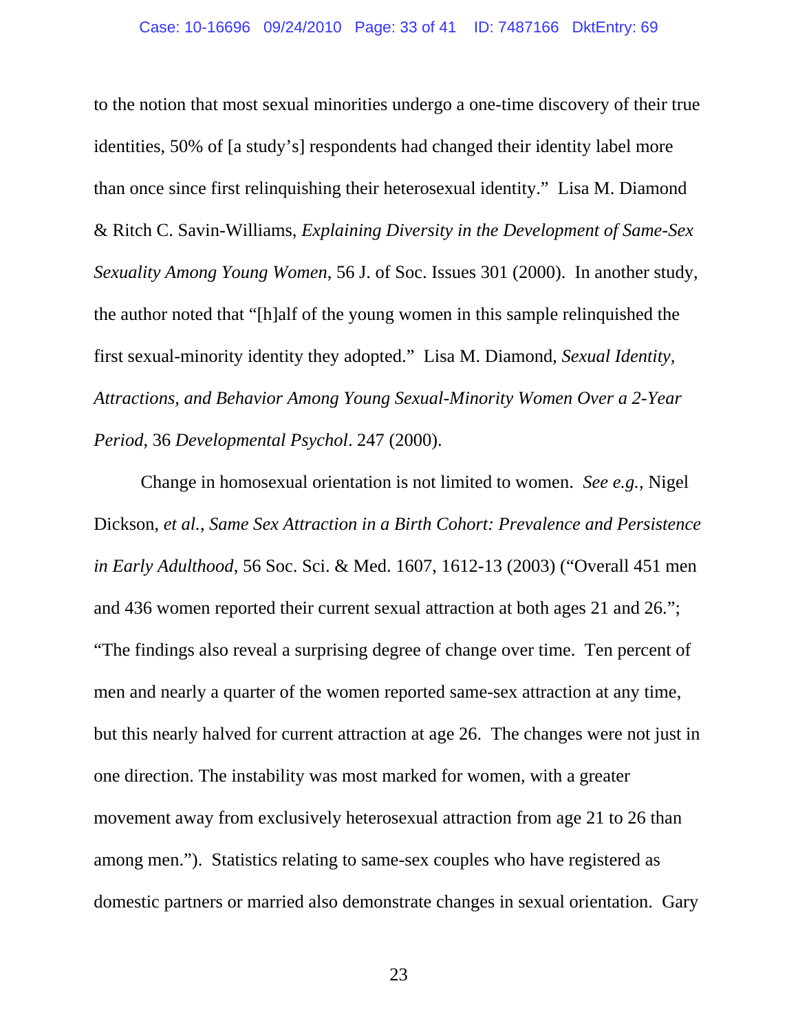to the notion that most sexual minorities undergo a one-time discovery of their true identities, 50% of [a study's] respondents had changed their identity label more than once since first relinquishing their heterosexual identity." Lisa M. Diamond & Ritch C. Savin-Williams, *Explaining Diversity in the Development of Same-Sex Sexuality Among Young Women*, 56 J. of Soc. Issues 301 (2000). In another study, the author noted that "[h]alf of the young women in this sample relinquished the first sexual-minority identity they adopted." Lisa M. Diamond, *Sexual Identity, Attractions, and Behavior Among Young Sexual-Minority Women Over a 2-Year Period*, 36 *Developmental Psychol*. 247 (2000).

Change in homosexual orientation is not limited to women. *See e.g.*, Nigel Dickson, *et al.*, *Same Sex Attraction in a Birth Cohort: Prevalence and Persistence in Early Adulthood*, 56 Soc. Sci. & Med. 1607, 1612-13 (2003) ("Overall 451 men and 436 women reported their current sexual attraction at both ages 21 and 26."; "The findings also reveal a surprising degree of change over time. Ten percent of men and nearly a quarter of the women reported same-sex attraction at any time, but this nearly halved for current attraction at age 26. The changes were not just in one direction. The instability was most marked for women, with a greater movement away from exclusively heterosexual attraction from age 21 to 26 than among men."). Statistics relating to same-sex couples who have registered as domestic partners or married also demonstrate changes in sexual orientation. Gary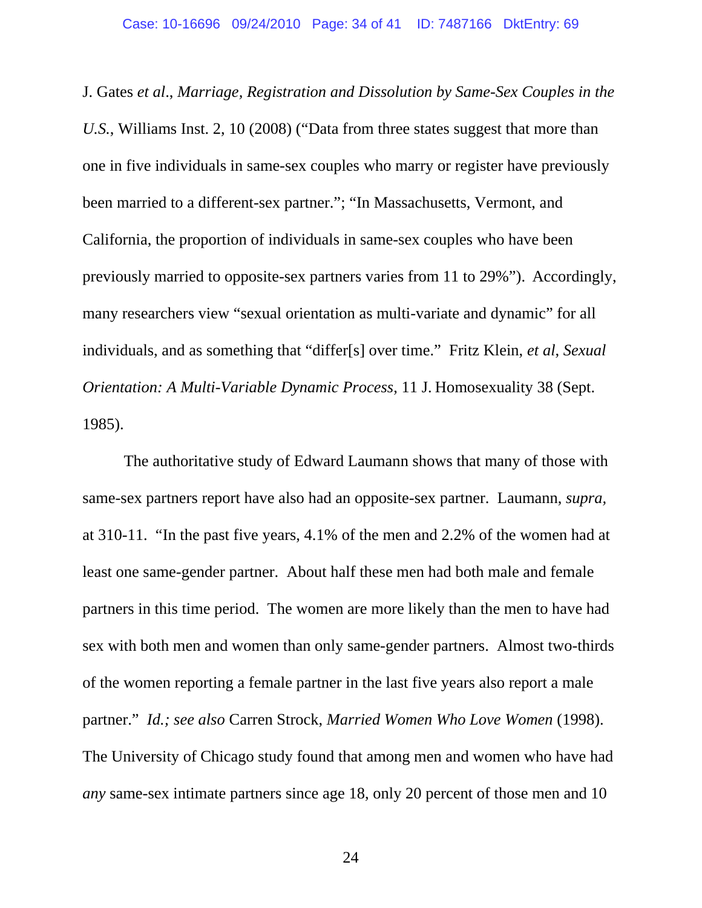J. Gates *et al*., *Marriage, Registration and Dissolution by Same-Sex Couples in the U.S.*, Williams Inst. 2, 10 (2008) ("Data from three states suggest that more than one in five individuals in same-sex couples who marry or register have previously been married to a different-sex partner."; "In Massachusetts, Vermont, and California, the proportion of individuals in same-sex couples who have been previously married to opposite-sex partners varies from 11 to 29%"). Accordingly, many researchers view "sexual orientation as multi-variate and dynamic" for all individuals, and as something that "differ[s] over time." Fritz Klein, *et al*, *Sexual Orientation: A Multi-Variable Dynamic Process*, 11 J. Homosexuality 38 (Sept. 1985).

The authoritative study of Edward Laumann shows that many of those with same-sex partners report have also had an opposite-sex partner. Laumann, *supra*, at 310-11. "In the past five years, 4.1% of the men and 2.2% of the women had at least one same-gender partner. About half these men had both male and female partners in this time period. The women are more likely than the men to have had sex with both men and women than only same-gender partners. Almost two-thirds of the women reporting a female partner in the last five years also report a male partner." *Id.; see also* Carren Strock, *Married Women Who Love Women* (1998). The University of Chicago study found that among men and women who have had *any* same-sex intimate partners since age 18, only 20 percent of those men and 10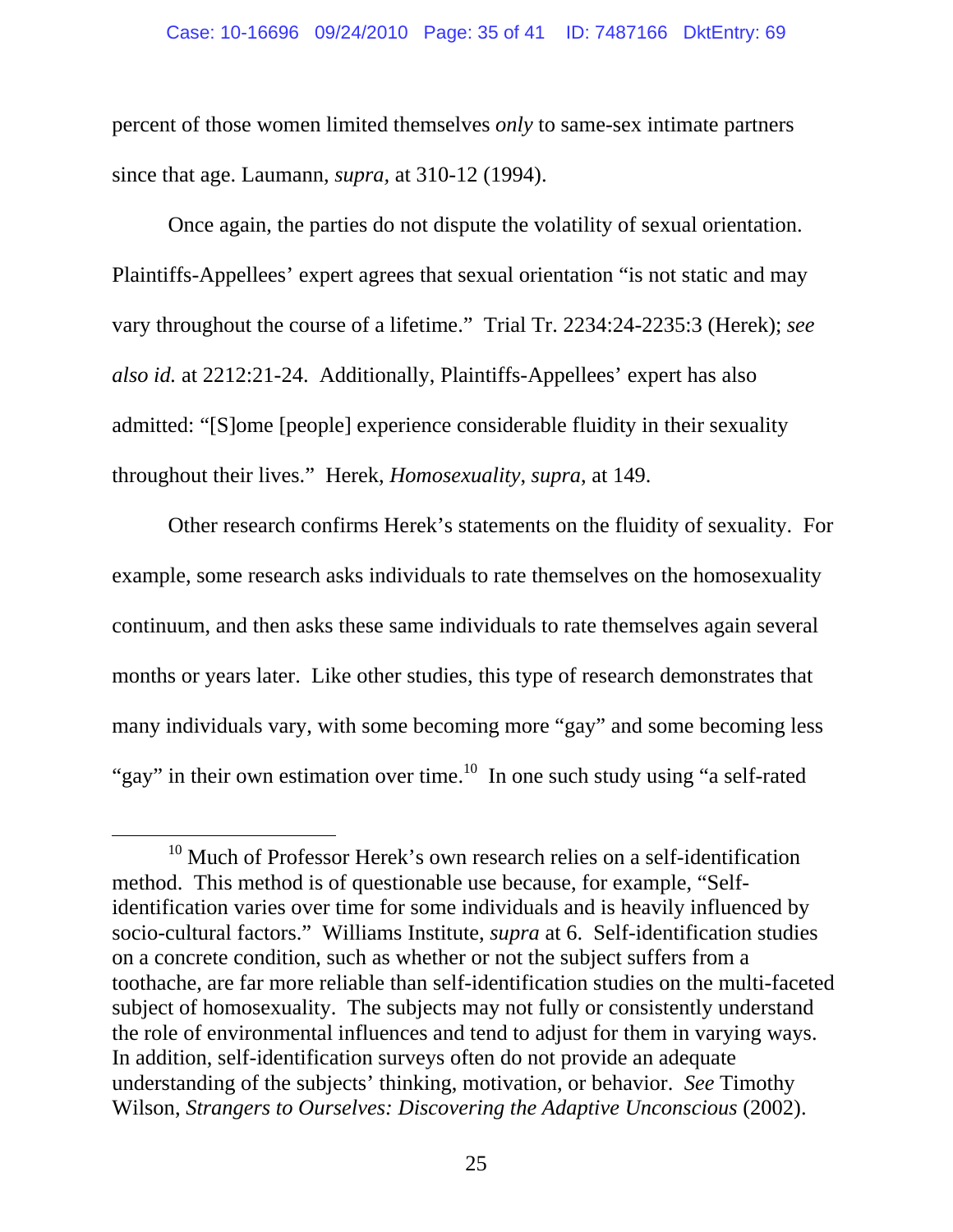percent of those women limited themselves *only* to same-sex intimate partners since that age. Laumann, *supra,* at 310-12 (1994).

Once again, the parties do not dispute the volatility of sexual orientation. Plaintiffs-Appellees' expert agrees that sexual orientation "is not static and may vary throughout the course of a lifetime." Trial Tr. 2234:24-2235:3 (Herek); *see also id.* at 2212:21-24. Additionally, Plaintiffs-Appellees' expert has also admitted: "[S]ome [people] experience considerable fluidity in their sexuality throughout their lives." Herek, *Homosexuality*, *supra*, at 149.

Other research confirms Herek's statements on the fluidity of sexuality. For example, some research asks individuals to rate themselves on the homosexuality continuum, and then asks these same individuals to rate themselves again several months or years later. Like other studies, this type of research demonstrates that many individuals vary, with some becoming more "gay" and some becoming less "gay" in their own estimation over time.[10] In one such study using "a self-rated

---

[10] Much of Professor Herek's own research relies on a self-identification method. This method is of questionable use because, for example, "Self-identification varies over time for some individuals and is heavily influenced by socio-cultural factors." Williams Institute, *supra* at 6. Self-identification studies on a concrete condition, such as whether or not the subject suffers from a toothache, are far more reliable than self-identification studies on the multi-faceted subject of homosexuality. The subjects may not fully or consistently understand the role of environmental influences and tend to adjust for them in varying ways. In addition, self-identification surveys often do not provide an adequate understanding of the subjects' thinking, motivation, or behavior. *See* Timothy Wilson, *Strangers to Ourselves: Discovering the Adaptive Unconscious* (2002).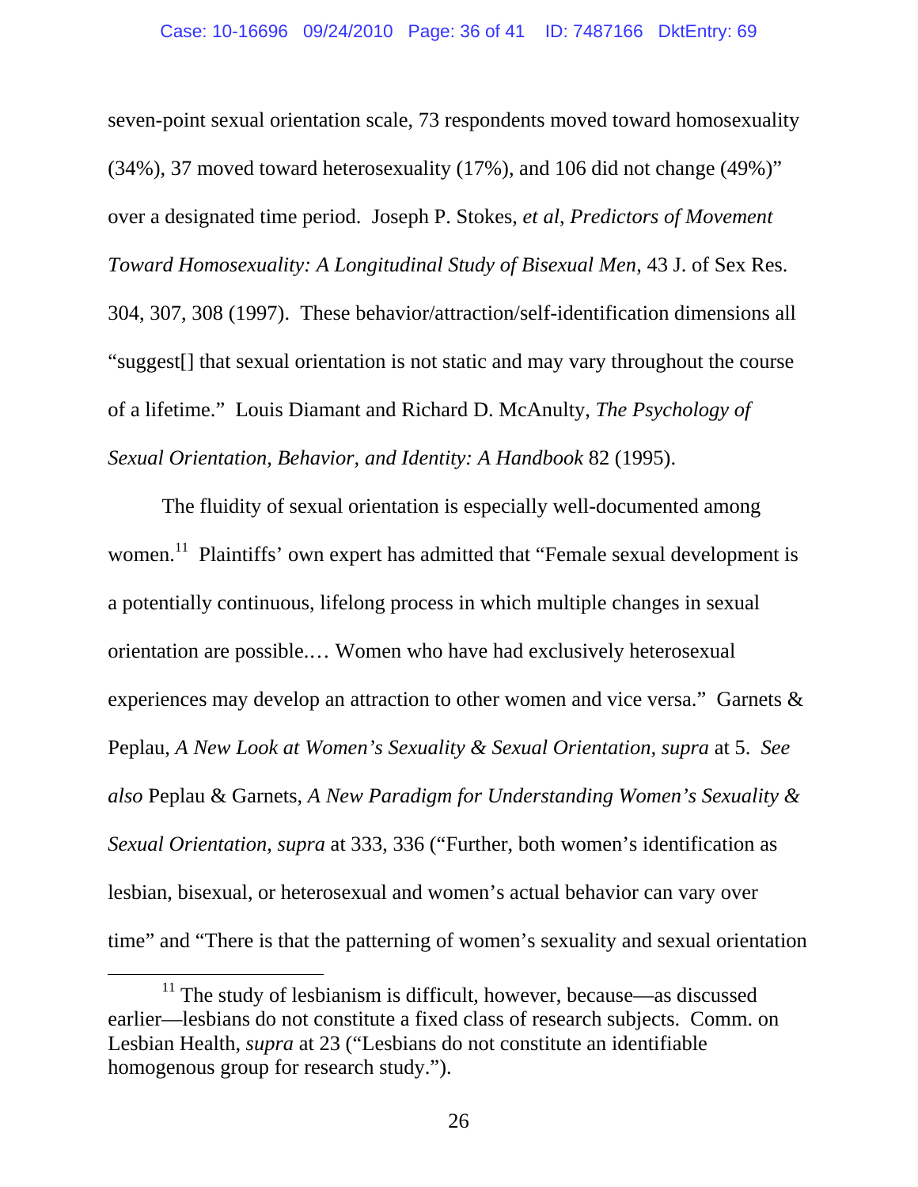seven-point sexual orientation scale, 73 respondents moved toward homosexuality (34%), 37 moved toward heterosexuality (17%), and 106 did not change (49%)" over a designated time period. Joseph P. Stokes, *et al*, *Predictors of Movement Toward Homosexuality: A Longitudinal Study of Bisexual Men*, 43 J. of Sex Res. 304, 307, 308 (1997). These behavior/attraction/self-identification dimensions all "suggest[] that sexual orientation is not static and may vary throughout the course of a lifetime." Louis Diamant and Richard D. McAnulty, *The Psychology of Sexual Orientation, Behavior, and Identity: A Handbook* 82 (1995).

The fluidity of sexual orientation is especially well-documented among women.[11] Plaintiffs' own expert has admitted that "Female sexual development is a potentially continuous, lifelong process in which multiple changes in sexual orientation are possible.… Women who have had exclusively heterosexual experiences may develop an attraction to other women and vice versa." Garnets & Peplau, *A New Look at Women's Sexuality & Sexual Orientation, supra* at 5. *See also* Peplau & Garnets, *A New Paradigm for Understanding Women's Sexuality & Sexual Orientation*, *supra* at 333, 336 ("Further, both women's identification as lesbian, bisexual, or heterosexual and women's actual behavior can vary over time" and "There is that the patterning of women's sexuality and sexual orientation

---

[11] The study of lesbianism is difficult, however, because—as discussed earlier—lesbians do not constitute a fixed class of research subjects. Comm. on Lesbian Health, *supra* at 23 ("Lesbians do not constitute an identifiable homogenous group for research study.").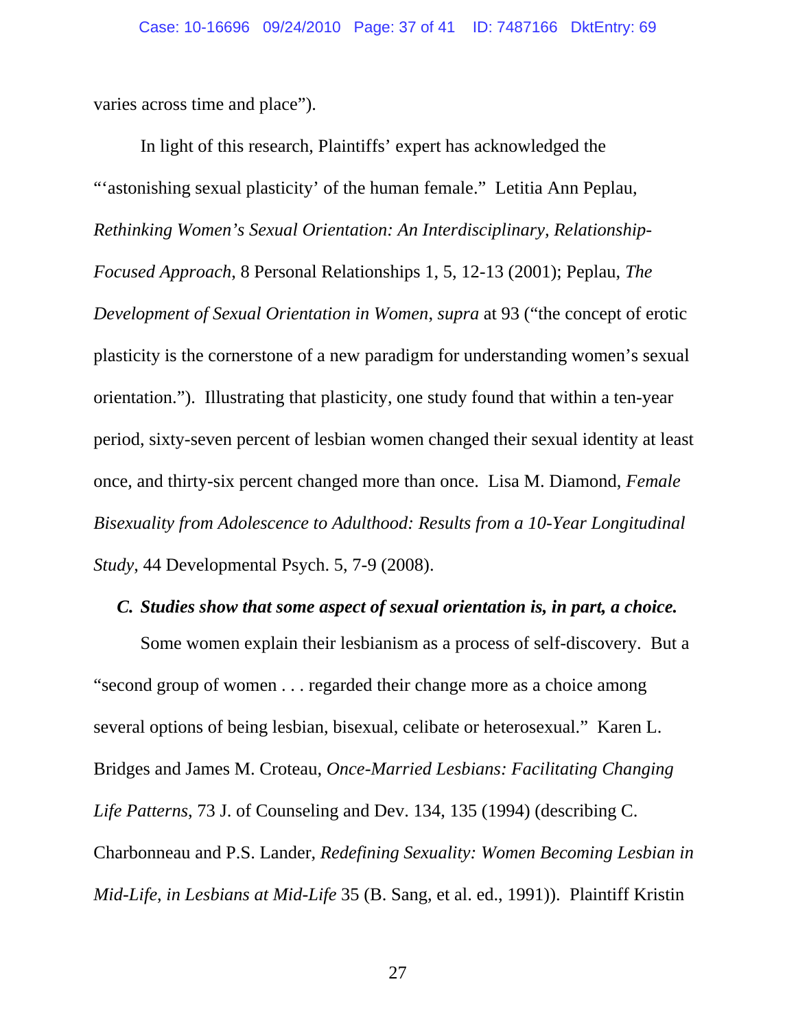varies across time and place").

In light of this research, Plaintiffs' expert has acknowledged the "'astonishing sexual plasticity' of the human female." Letitia Ann Peplau, *Rethinking Women's Sexual Orientation: An Interdisciplinary, Relationship-Focused Approach*, 8 Personal Relationships 1, 5, 12-13 (2001); Peplau, *The Development of Sexual Orientation in Women*, *supra* at 93 ("the concept of erotic plasticity is the cornerstone of a new paradigm for understanding women's sexual orientation."). Illustrating that plasticity, one study found that within a ten-year period, sixty-seven percent of lesbian women changed their sexual identity at least once, and thirty-six percent changed more than once. Lisa M. Diamond, *Female Bisexuality from Adolescence to Adulthood: Results from a 10-Year Longitudinal Study*, 44 Developmental Psych. 5, 7-9 (2008).

### *C. Studies show that some aspect of sexual orientation is, in part, a choice.*

Some women explain their lesbianism as a process of self-discovery. But a "second group of women . . . regarded their change more as a choice among several options of being lesbian, bisexual, celibate or heterosexual." Karen L. Bridges and James M. Croteau, *Once-Married Lesbians: Facilitating Changing Life Patterns*, 73 J. of Counseling and Dev. 134, 135 (1994) (describing C. Charbonneau and P.S. Lander, *Redefining Sexuality: Women Becoming Lesbian in Mid-Life*, *in Lesbians at Mid-Life* 35 (B. Sang, et al. ed., 1991)). Plaintiff Kristin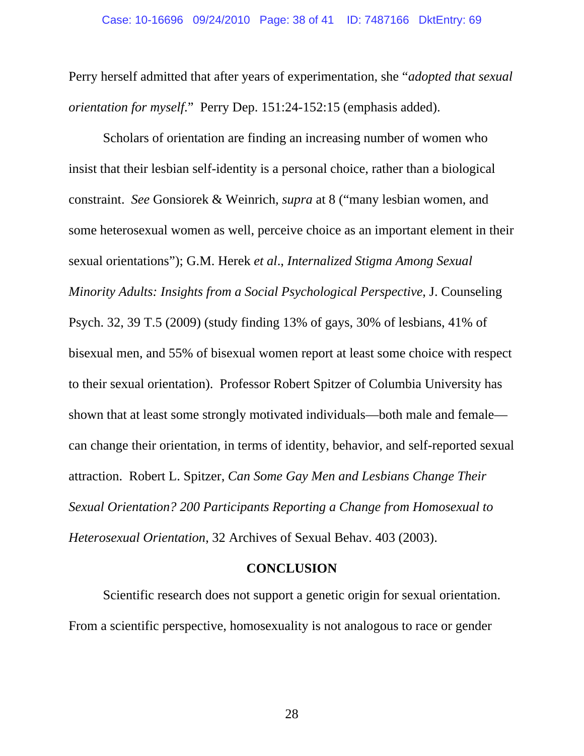Perry herself admitted that after years of experimentation, she "*adopted that sexual orientation for myself*." Perry Dep. 151:24-152:15 (emphasis added).

Scholars of orientation are finding an increasing number of women who insist that their lesbian self-identity is a personal choice, rather than a biological constraint. *See* Gonsiorek & Weinrich, *supra* at 8 ("many lesbian women, and some heterosexual women as well, perceive choice as an important element in their sexual orientations"); G.M. Herek *et al*., *Internalized Stigma Among Sexual Minority Adults: Insights from a Social Psychological Perspective*, J. Counseling Psych. 32, 39 T.5 (2009) (study finding 13% of gays, 30% of lesbians, 41% of bisexual men, and 55% of bisexual women report at least some choice with respect to their sexual orientation). Professor Robert Spitzer of Columbia University has shown that at least some strongly motivated individuals—both male and female—can change their orientation, in terms of identity, behavior, and self-reported sexual attraction. Robert L. Spitzer, *Can Some Gay Men and Lesbians Change Their Sexual Orientation? 200 Participants Reporting a Change from Homosexual to Heterosexual Orientation*, 32 Archives of Sexual Behav. 403 (2003).

## CONCLUSION

Scientific research does not support a genetic origin for sexual orientation. From a scientific perspective, homosexuality is not analogous to race or gender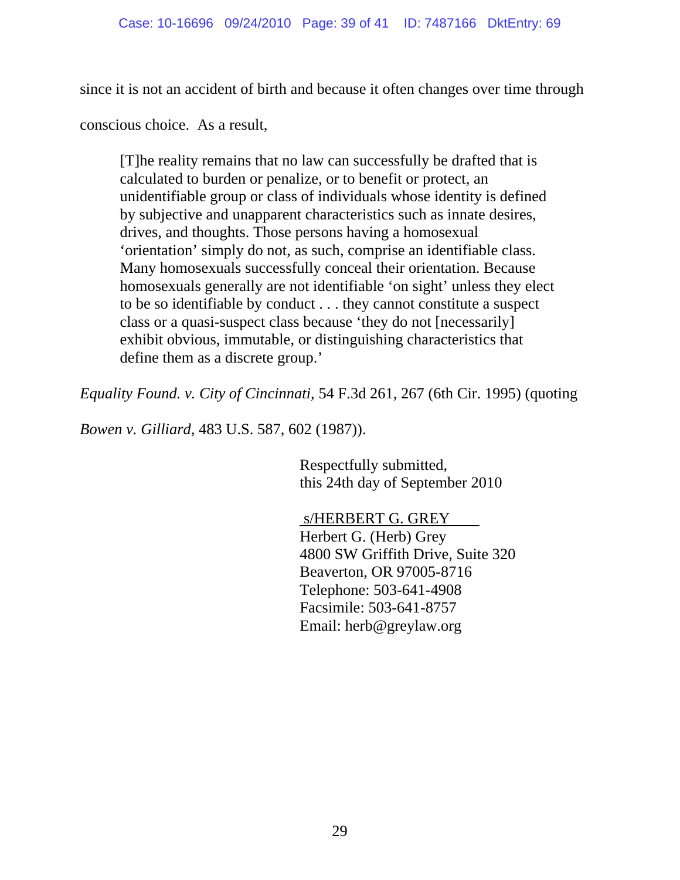since it is not an accident of birth and because it often changes over time through conscious choice. As a result,

> [T]he reality remains that no law can successfully be drafted that is calculated to burden or penalize, or to benefit or protect, an unidentifiable group or class of individuals whose identity is defined by subjective and unapparent characteristics such as innate desires, drives, and thoughts. Those persons having a homosexual 'orientation' simply do not, as such, comprise an identifiable class. Many homosexuals successfully conceal their orientation. Because homosexuals generally are not identifiable 'on sight' unless they elect to be so identifiable by conduct . . . they cannot constitute a suspect class or a quasi-suspect class because 'they do not [necessarily] exhibit obvious, immutable, or distinguishing characteristics that define them as a discrete group.'

*Equality Found. v. City of Cincinnati*, 54 F.3d 261, 267 (6th Cir. 1995) (quoting *Bowen v. Gilliard*, 483 U.S. 587, 602 (1987)).

Respectfully submitted,
this 24th day of September 2010

s/HERBERT G. GREY
Herbert G. (Herb) Grey
4800 SW Griffith Drive, Suite 320
Beaverton, OR 97005-8716
Telephone: 503-641-4908
Facsimile: 503-641-8757
Email: herb@greylaw.org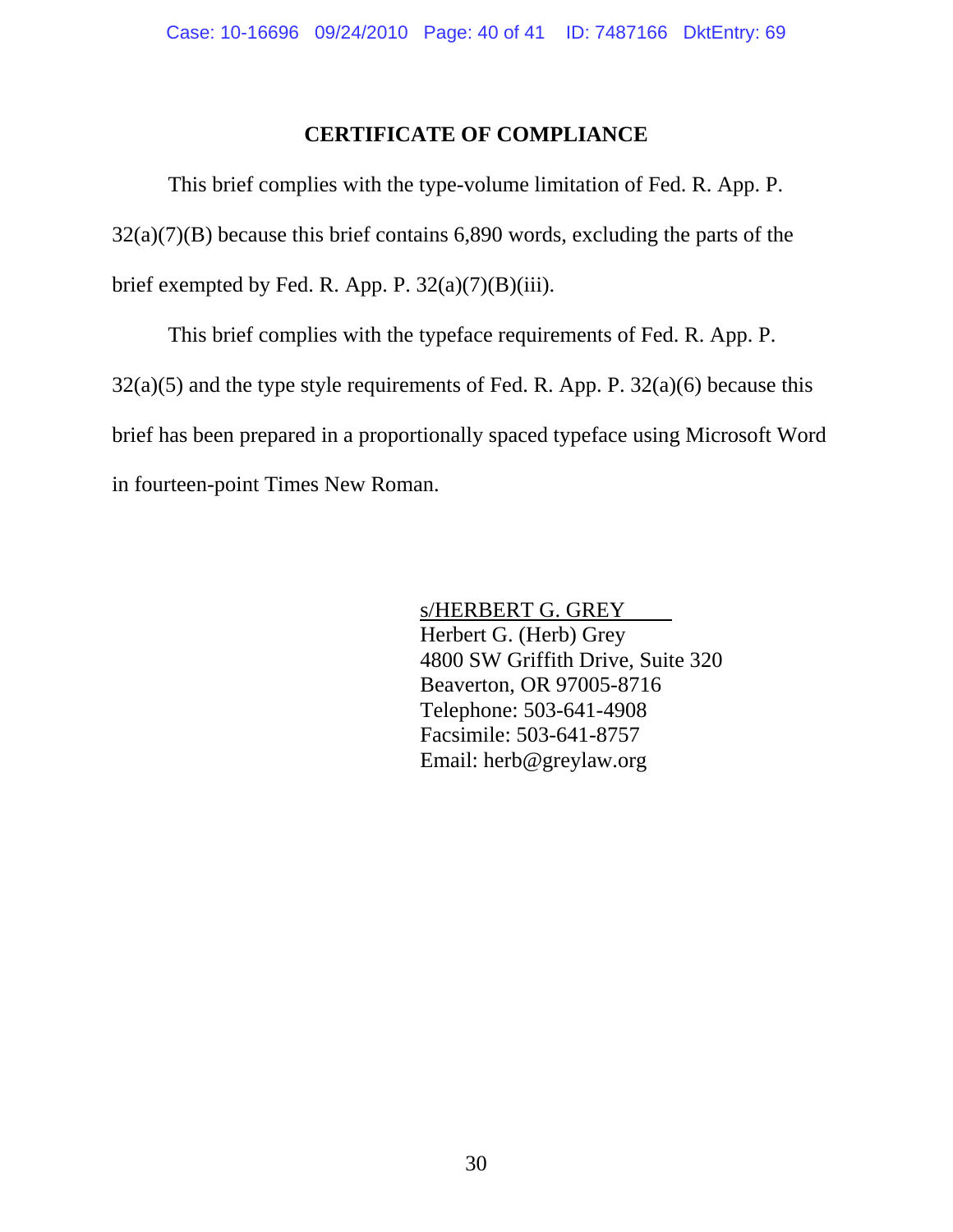## CERTIFICATE OF COMPLIANCE

This brief complies with the type-volume limitation of Fed. R. App. P. 32(a)(7)(B) because this brief contains 6,890 words, excluding the parts of the brief exempted by Fed. R. App. P. 32(a)(7)(B)(iii).

This brief complies with the typeface requirements of Fed. R. App. P. 32(a)(5) and the type style requirements of Fed. R. App. P. 32(a)(6) because this brief has been prepared in a proportionally spaced typeface using Microsoft Word in fourteen-point Times New Roman.

s/HERBERT G. GREY  
Herbert G. (Herb) Grey  
4800 SW Griffith Drive, Suite 320  
Beaverton, OR 97005-8716  
Telephone: 503-641-4908  
Facsimile: 503-641-8757  
Email: herb@greylaw.org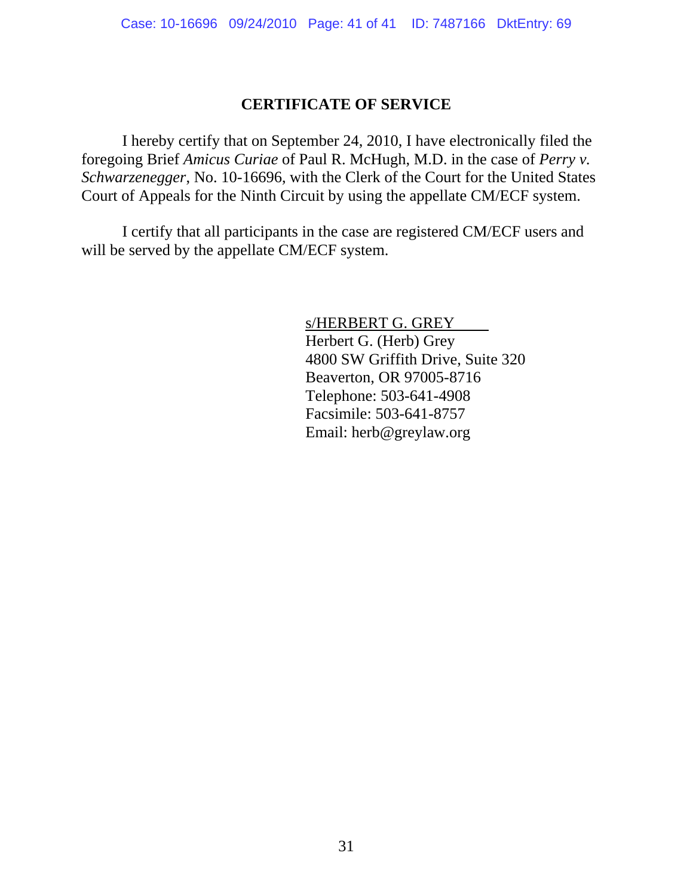## CERTIFICATE OF SERVICE

I hereby certify that on September 24, 2010, I have electronically filed the foregoing Brief *Amicus Curiae* of Paul R. McHugh, M.D. in the case of *Perry v. Schwarzenegger*, No. 10-16696, with the Clerk of the Court for the United States Court of Appeals for the Ninth Circuit by using the appellate CM/ECF system.

I certify that all participants in the case are registered CM/ECF users and will be served by the appellate CM/ECF system.

s/HERBERT G. GREY  
Herbert G. (Herb) Grey  
4800 SW Griffith Drive, Suite 320  
Beaverton, OR 97005-8716  
Telephone: 503-641-4908  
Facsimile: 503-641-8757  
Email: herb@greylaw.org